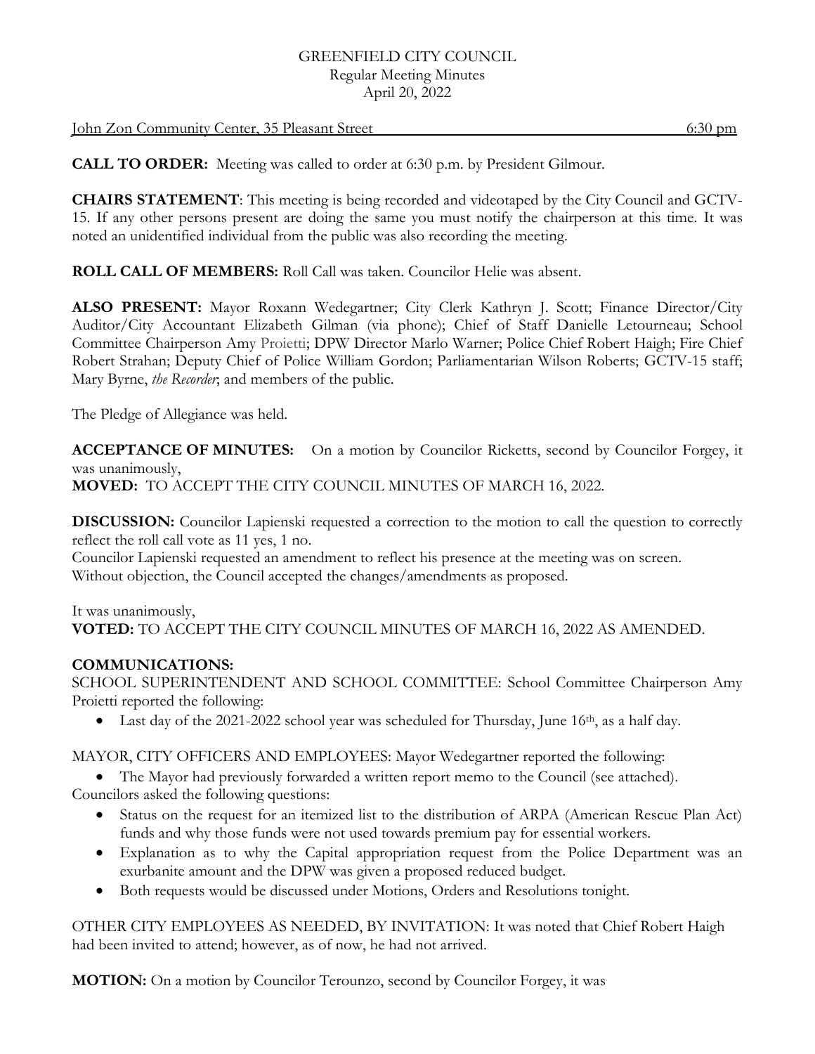# GREENFIELD CITY COUNCIL

Regular Meeting Minutes

April 20, 2022

John Zon Community Center, 35 Pleasant Street 6:30 pm

**CALL TO ORDER:** Meeting was called to order at 6:30 p.m. by President Gilmour.

**CHAIRS STATEMENT**: This meeting is being recorded and videotaped by the City Council and GCTV-15. If any other persons present are doing the same you must notify the chairperson at this time. It was noted an unidentified individual from the public was also recording the meeting.

**ROLL CALL OF MEMBERS:** Roll Call was taken. Councilor Helie was absent.

**ALSO PRESENT:** Mayor Roxann Wedegartner; City Clerk Kathryn J. Scott; Finance Director/City Auditor/City Accountant Elizabeth Gilman (via phone); Chief of Staff Danielle Letourneau; School Committee Chairperson Amy Proietti; DPW Director Marlo Warner; Police Chief Robert Haigh; Fire Chief Robert Strahan; Deputy Chief of Police William Gordon; Parliamentarian Wilson Roberts; GCTV-15 staff; Mary Byrne, *the Recorder*; and members of the public.

The Pledge of Allegiance was held.

**ACCEPTANCE OF MINUTES:** On a motion by Councilor Ricketts, second by Councilor Forgey, it was unanimously,

**MOVED:** TO ACCEPT THE CITY COUNCIL MINUTES OF MARCH 16, 2022.

**DISCUSSION:** Councilor Lapienski requested a correction to the motion to call the question to correctly reflect the roll call vote as 11 yes, 1 no.

Councilor Lapienski requested an amendment to reflect his presence at the meeting was on screen.

Without objection, the Council accepted the changes/amendments as proposed.

It was unanimously,

**VOTED:** TO ACCEPT THE CITY COUNCIL MINUTES OF MARCH 16, 2022 AS AMENDED.

**COMMUNICATIONS:**

SCHOOL SUPERINTENDENT AND SCHOOL COMMITTEE: School Committee Chairperson Amy Proietti reported the following:

- Last day of the 2021-2022 school year was scheduled for Thursday, June 16th, as a half day.

MAYOR, CITY OFFICERS AND EMPLOYEES: Mayor Wedegartner reported the following:

- The Mayor had previously forwarded a written report memo to the Council (see attached).

Councilors asked the following questions:

- Status on the request for an itemized list to the distribution of ARPA (American Rescue Plan Act) funds and why those funds were not used towards premium pay for essential workers.
- Explanation as to why the Capital appropriation request from the Police Department was an exurbanite amount and the DPW was given a proposed reduced budget.
- Both requests would be discussed under Motions, Orders and Resolutions tonight.

OTHER CITY EMPLOYEES AS NEEDED, BY INVITATION: It was noted that Chief Robert Haigh had been invited to attend; however, as of now, he had not arrived.

**MOTION:** On a motion by Councilor Terounzo, second by Councilor Forgey, it was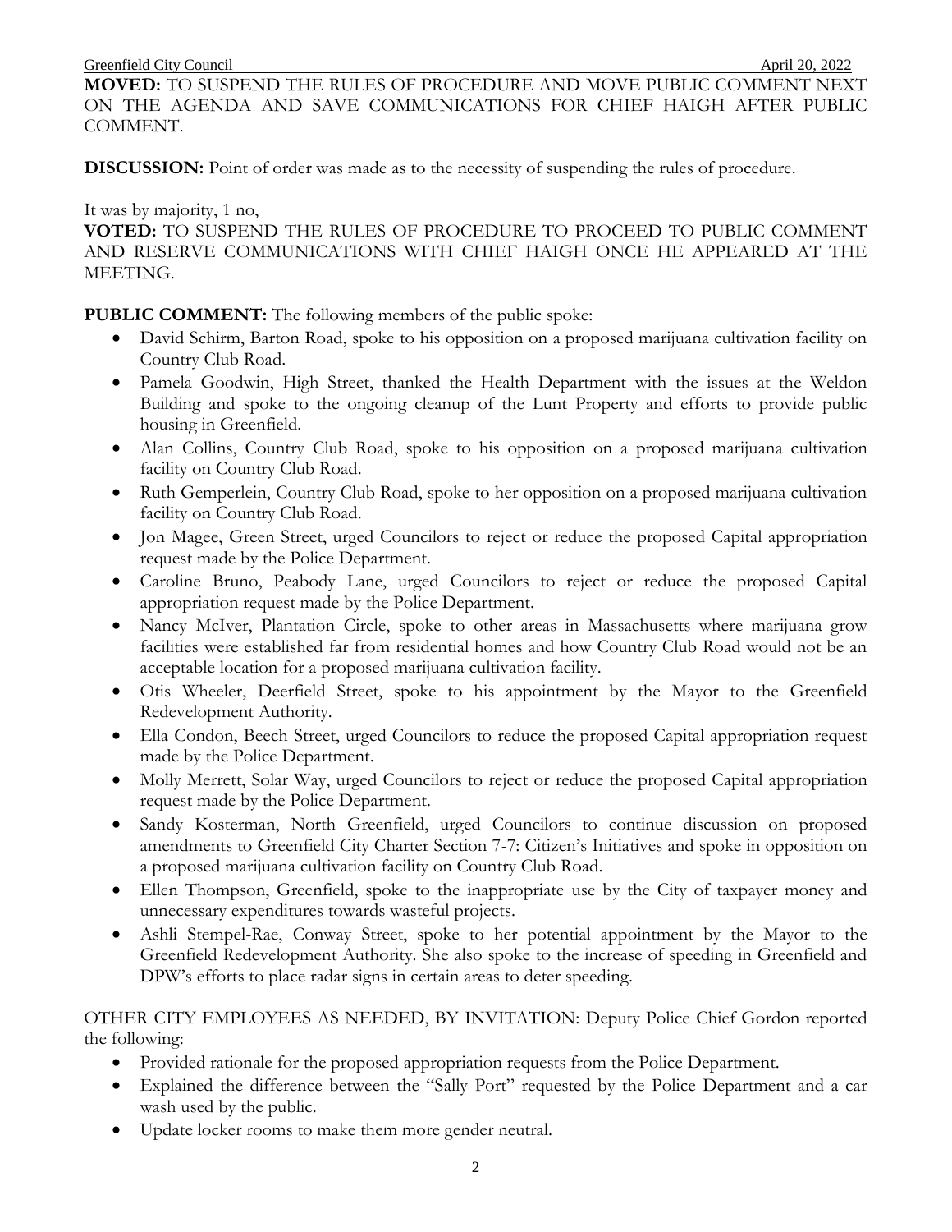**MOVED:** TO SUSPEND THE RULES OF PROCEDURE AND MOVE PUBLIC COMMENT NEXT ON THE AGENDA AND SAVE COMMUNICATIONS FOR CHIEF HAIGH AFTER PUBLIC COMMENT.

**DISCUSSION:** Point of order was made as to the necessity of suspending the rules of procedure.

It was by majority, 1 no,

**VOTED:** TO SUSPEND THE RULES OF PROCEDURE TO PROCEED TO PUBLIC COMMENT AND RESERVE COMMUNICATIONS WITH CHIEF HAIGH ONCE HE APPEARED AT THE MEETING.

**PUBLIC COMMENT:** The following members of the public spoke:

- David Schirm, Barton Road, spoke to his opposition on a proposed marijuana cultivation facility on Country Club Road.
- Pamela Goodwin, High Street, thanked the Health Department with the issues at the Weldon Building and spoke to the ongoing cleanup of the Lunt Property and efforts to provide public housing in Greenfield.
- Alan Collins, Country Club Road, spoke to his opposition on a proposed marijuana cultivation facility on Country Club Road.
- Ruth Gemperlein, Country Club Road, spoke to her opposition on a proposed marijuana cultivation facility on Country Club Road.
- Jon Magee, Green Street, urged Councilors to reject or reduce the proposed Capital appropriation request made by the Police Department.
- Caroline Bruno, Peabody Lane, urged Councilors to reject or reduce the proposed Capital appropriation request made by the Police Department.
- Nancy McIver, Plantation Circle, spoke to other areas in Massachusetts where marijuana grow facilities were established far from residential homes and how Country Club Road would not be an acceptable location for a proposed marijuana cultivation facility.
- Otis Wheeler, Deerfield Street, spoke to his appointment by the Mayor to the Greenfield Redevelopment Authority.
- Ella Condon, Beech Street, urged Councilors to reduce the proposed Capital appropriation request made by the Police Department.
- Molly Merrett, Solar Way, urged Councilors to reject or reduce the proposed Capital appropriation request made by the Police Department.
- Sandy Kosterman, North Greenfield, urged Councilors to continue discussion on proposed amendments to Greenfield City Charter Section 7-7: Citizen's Initiatives and spoke in opposition on a proposed marijuana cultivation facility on Country Club Road.
- Ellen Thompson, Greenfield, spoke to the inappropriate use by the City of taxpayer money and unnecessary expenditures towards wasteful projects.
- Ashli Stempel-Rae, Conway Street, spoke to her potential appointment by the Mayor to the Greenfield Redevelopment Authority. She also spoke to the increase of speeding in Greenfield and DPW's efforts to place radar signs in certain areas to deter speeding.

OTHER CITY EMPLOYEES AS NEEDED, BY INVITATION: Deputy Police Chief Gordon reported the following:

- Provided rationale for the proposed appropriation requests from the Police Department.
- Explained the difference between the "Sally Port" requested by the Police Department and a car wash used by the public.
- Update locker rooms to make them more gender neutral.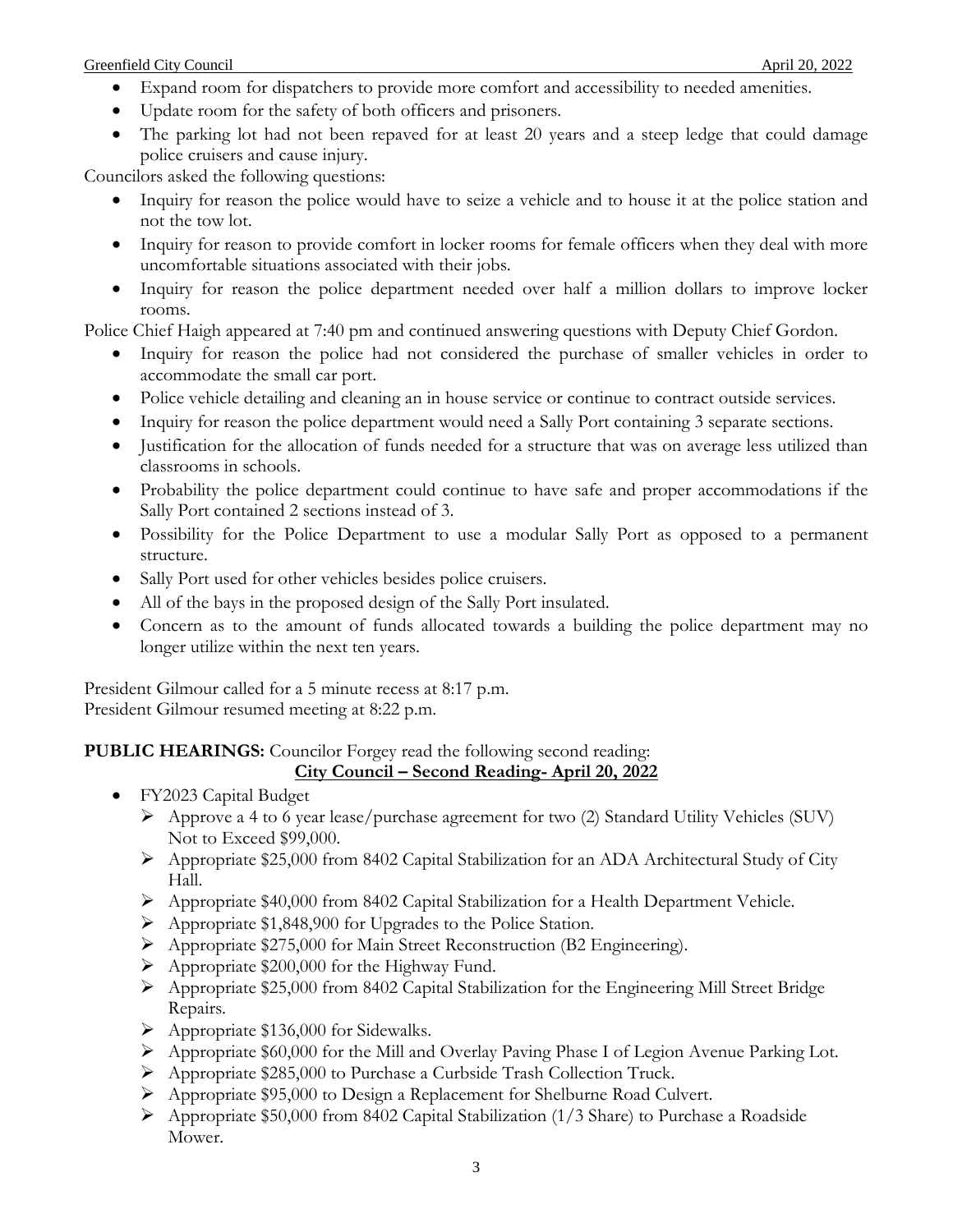- Expand room for dispatchers to provide more comfort and accessibility to needed amenities.
- Update room for the safety of both officers and prisoners.
- The parking lot had not been repaved for at least 20 years and a steep ledge that could damage police cruisers and cause injury.

Councilors asked the following questions:

- Inquiry for reason the police would have to seize a vehicle and to house it at the police station and not the tow lot.
- Inquiry for reason to provide comfort in locker rooms for female officers when they deal with more uncomfortable situations associated with their jobs.
- Inquiry for reason the police department needed over half a million dollars to improve locker rooms.

Police Chief Haigh appeared at 7:40 pm and continued answering questions with Deputy Chief Gordon.

- Inquiry for reason the police had not considered the purchase of smaller vehicles in order to accommodate the small car port.
- Police vehicle detailing and cleaning an in house service or continue to contract outside services.
- Inquiry for reason the police department would need a Sally Port containing 3 separate sections.
- Justification for the allocation of funds needed for a structure that was on average less utilized than classrooms in schools.
- Probability the police department could continue to have safe and proper accommodations if the Sally Port contained 2 sections instead of 3.
- Possibility for the Police Department to use a modular Sally Port as opposed to a permanent structure.
- Sally Port used for other vehicles besides police cruisers.
- All of the bays in the proposed design of the Sally Port insulated.
- Concern as to the amount of funds allocated towards a building the police department may no longer utilize within the next ten years.

President Gilmour called for a 5 minute recess at 8:17 p.m.
President Gilmour resumed meeting at 8:22 p.m.

**PUBLIC HEARINGS:** Councilor Forgey read the following second reading:

**City Council – Second Reading- April 20, 2022**

- FY2023 Capital Budget
  - Approve a 4 to 6 year lease/purchase agreement for two (2) Standard Utility Vehicles (SUV) Not to Exceed $99,000.
  - Appropriate $25,000 from 8402 Capital Stabilization for an ADA Architectural Study of City Hall.
  - Appropriate $40,000 from 8402 Capital Stabilization for a Health Department Vehicle.
  - Appropriate $1,848,900 for Upgrades to the Police Station.
  - Appropriate $275,000 for Main Street Reconstruction (B2 Engineering).
  - Appropriate $200,000 for the Highway Fund.
  - Appropriate $25,000 from 8402 Capital Stabilization for the Engineering Mill Street Bridge Repairs.
  - Appropriate $136,000 for Sidewalks.
  - Appropriate $60,000 for the Mill and Overlay Paving Phase I of Legion Avenue Parking Lot.
  - Appropriate $285,000 to Purchase a Curbside Trash Collection Truck.
  - Appropriate $95,000 to Design a Replacement for Shelburne Road Culvert.
  - Appropriate $50,000 from 8402 Capital Stabilization (1/3 Share) to Purchase a Roadside Mower.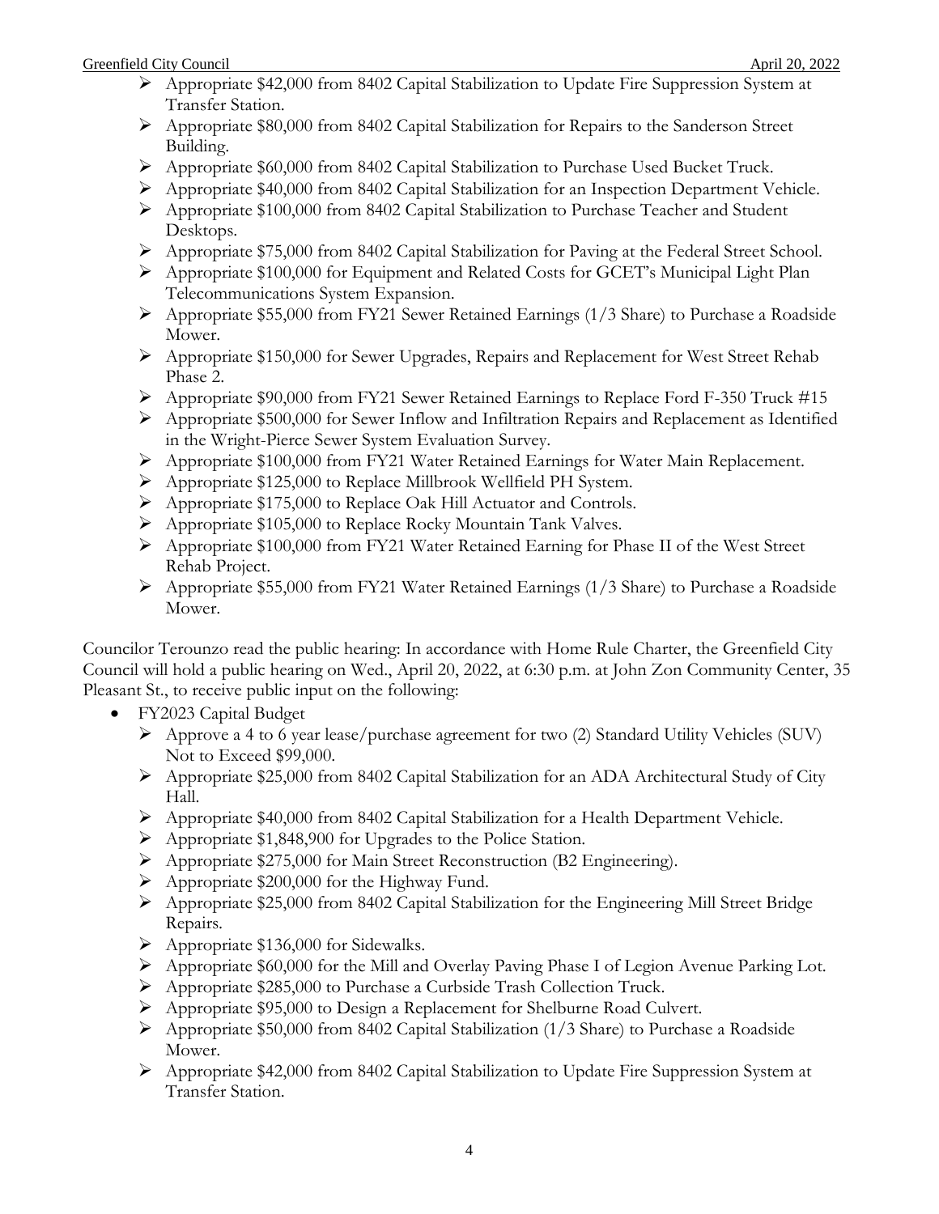- Appropriate $42,000 from 8402 Capital Stabilization to Update Fire Suppression System at Transfer Station.
- Appropriate $80,000 from 8402 Capital Stabilization for Repairs to the Sanderson Street Building.
- Appropriate $60,000 from 8402 Capital Stabilization to Purchase Used Bucket Truck.
- Appropriate $40,000 from 8402 Capital Stabilization for an Inspection Department Vehicle.
- Appropriate $100,000 from 8402 Capital Stabilization to Purchase Teacher and Student Desktops.
- Appropriate $75,000 from 8402 Capital Stabilization for Paving at the Federal Street School.
- Appropriate $100,000 for Equipment and Related Costs for GCET's Municipal Light Plan Telecommunications System Expansion.
- Appropriate $55,000 from FY21 Sewer Retained Earnings (1/3 Share) to Purchase a Roadside Mower.
- Appropriate $150,000 for Sewer Upgrades, Repairs and Replacement for West Street Rehab Phase 2.
- Appropriate $90,000 from FY21 Sewer Retained Earnings to Replace Ford F-350 Truck #15
- Appropriate $500,000 for Sewer Inflow and Infiltration Repairs and Replacement as Identified in the Wright-Pierce Sewer System Evaluation Survey.
- Appropriate $100,000 from FY21 Water Retained Earnings for Water Main Replacement.
- Appropriate $125,000 to Replace Millbrook Wellfield PH System.
- Appropriate $175,000 to Replace Oak Hill Actuator and Controls.
- Appropriate $105,000 to Replace Rocky Mountain Tank Valves.
- Appropriate $100,000 from FY21 Water Retained Earning for Phase II of the West Street Rehab Project.
- Appropriate $55,000 from FY21 Water Retained Earnings (1/3 Share) to Purchase a Roadside Mower.

Councilor Terounzo read the public hearing: In accordance with Home Rule Charter, the Greenfield City Council will hold a public hearing on Wed., April 20, 2022, at 6:30 p.m. at John Zon Community Center, 35 Pleasant St., to receive public input on the following:

- FY2023 Capital Budget
  - Approve a 4 to 6 year lease/purchase agreement for two (2) Standard Utility Vehicles (SUV) Not to Exceed $99,000.
  - Appropriate $25,000 from 8402 Capital Stabilization for an ADA Architectural Study of City Hall.
  - Appropriate $40,000 from 8402 Capital Stabilization for a Health Department Vehicle.
  - Appropriate $1,848,900 for Upgrades to the Police Station.
  - Appropriate $275,000 for Main Street Reconstruction (B2 Engineering).
  - Appropriate $200,000 for the Highway Fund.
  - Appropriate $25,000 from 8402 Capital Stabilization for the Engineering Mill Street Bridge Repairs.
  - Appropriate $136,000 for Sidewalks.
  - Appropriate $60,000 for the Mill and Overlay Paving Phase I of Legion Avenue Parking Lot.
  - Appropriate $285,000 to Purchase a Curbside Trash Collection Truck.
  - Appropriate $95,000 to Design a Replacement for Shelburne Road Culvert.
  - Appropriate $50,000 from 8402 Capital Stabilization (1/3 Share) to Purchase a Roadside Mower.
  - Appropriate $42,000 from 8402 Capital Stabilization to Update Fire Suppression System at Transfer Station.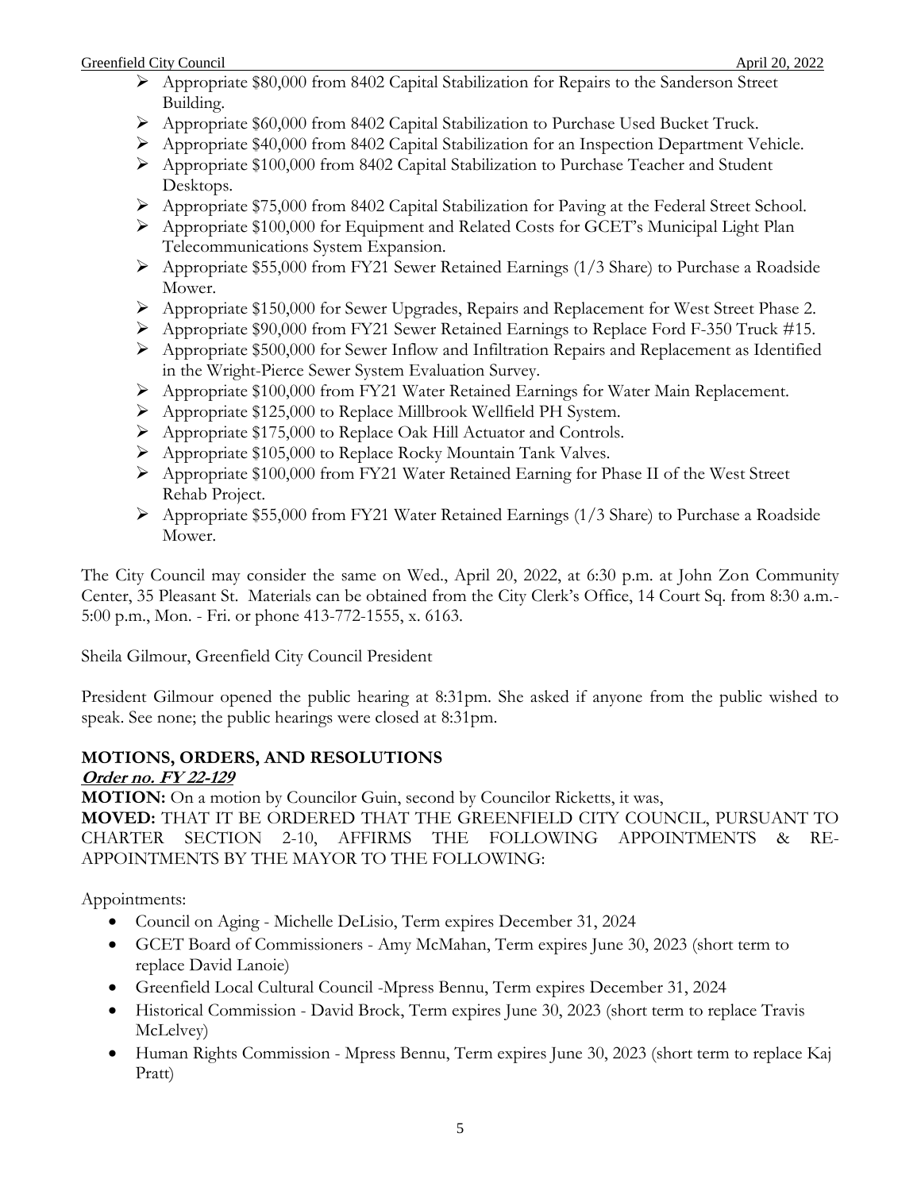- Appropriate $80,000 from 8402 Capital Stabilization for Repairs to the Sanderson Street Building.
- Appropriate $60,000 from 8402 Capital Stabilization to Purchase Used Bucket Truck.
- Appropriate $40,000 from 8402 Capital Stabilization for an Inspection Department Vehicle.
- Appropriate $100,000 from 8402 Capital Stabilization to Purchase Teacher and Student Desktops.
- Appropriate $75,000 from 8402 Capital Stabilization for Paving at the Federal Street School.
- Appropriate $100,000 for Equipment and Related Costs for GCET's Municipal Light Plan Telecommunications System Expansion.
- Appropriate $55,000 from FY21 Sewer Retained Earnings (1/3 Share) to Purchase a Roadside Mower.
- Appropriate $150,000 for Sewer Upgrades, Repairs and Replacement for West Street Phase 2.
- Appropriate $90,000 from FY21 Sewer Retained Earnings to Replace Ford F-350 Truck #15.
- Appropriate $500,000 for Sewer Inflow and Infiltration Repairs and Replacement as Identified in the Wright-Pierce Sewer System Evaluation Survey.
- Appropriate $100,000 from FY21 Water Retained Earnings for Water Main Replacement.
- Appropriate $125,000 to Replace Millbrook Wellfield PH System.
- Appropriate $175,000 to Replace Oak Hill Actuator and Controls.
- Appropriate $105,000 to Replace Rocky Mountain Tank Valves.
- Appropriate $100,000 from FY21 Water Retained Earning for Phase II of the West Street Rehab Project.
- Appropriate $55,000 from FY21 Water Retained Earnings (1/3 Share) to Purchase a Roadside Mower.

The City Council may consider the same on Wed., April 20, 2022, at 6:30 p.m. at John Zon Community Center, 35 Pleasant St. Materials can be obtained from the City Clerk's Office, 14 Court Sq. from 8:30 a.m.-5:00 p.m., Mon. - Fri. or phone 413-772-1555, x. 6163.

Sheila Gilmour, Greenfield City Council President

President Gilmour opened the public hearing at 8:31pm. She asked if anyone from the public wished to speak. See none; the public hearings were closed at 8:31pm.

## MOTIONS, ORDERS, AND RESOLUTIONS

***Order no. FY 22-129***

**MOTION:** On a motion by Councilor Guin, second by Councilor Ricketts, it was,

**MOVED:** THAT IT BE ORDERED THAT THE GREENFIELD CITY COUNCIL, PURSUANT TO CHARTER SECTION 2-10, AFFIRMS THE FOLLOWING APPOINTMENTS & RE-APPOINTMENTS BY THE MAYOR TO THE FOLLOWING:

Appointments:

- Council on Aging - Michelle DeLisio, Term expires December 31, 2024
- GCET Board of Commissioners - Amy McMahan, Term expires June 30, 2023 (short term to replace David Lanoie)
- Greenfield Local Cultural Council -Mpress Bennu, Term expires December 31, 2024
- Historical Commission - David Brock, Term expires June 30, 2023 (short term to replace Travis McLelvey)
- Human Rights Commission - Mpress Bennu, Term expires June 30, 2023 (short term to replace Kaj Pratt)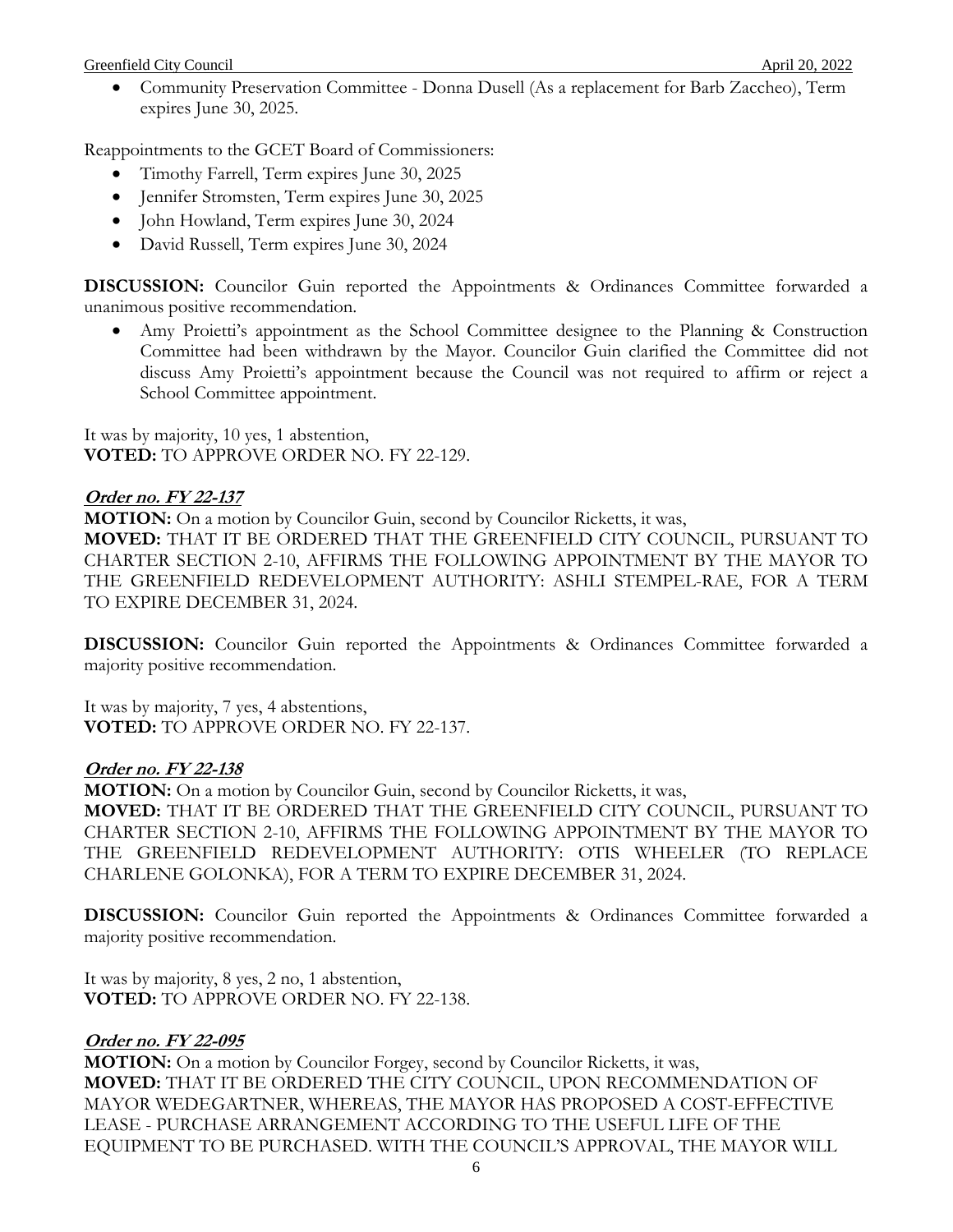- Community Preservation Committee - Donna Dusell (As a replacement for Barb Zaccheo), Term expires June 30, 2025.

Reappointments to the GCET Board of Commissioners:

- Timothy Farrell, Term expires June 30, 2025
- Jennifer Stromsten, Term expires June 30, 2025
- John Howland, Term expires June 30, 2024
- David Russell, Term expires June 30, 2024

**DISCUSSION:** Councilor Guin reported the Appointments & Ordinances Committee forwarded a unanimous positive recommendation.

- Amy Proietti's appointment as the School Committee designee to the Planning & Construction Committee had been withdrawn by the Mayor. Councilor Guin clarified the Committee did not discuss Amy Proietti's appointment because the Council was not required to affirm or reject a School Committee appointment.

It was by majority, 10 yes, 1 abstention,
**VOTED:** TO APPROVE ORDER NO. FY 22-129.

***Order no. FY 22-137***

**MOTION:** On a motion by Councilor Guin, second by Councilor Ricketts, it was,
**MOVED:** THAT IT BE ORDERED THAT THE GREENFIELD CITY COUNCIL, PURSUANT TO CHARTER SECTION 2-10, AFFIRMS THE FOLLOWING APPOINTMENT BY THE MAYOR TO THE GREENFIELD REDEVELOPMENT AUTHORITY: ASHLI STEMPEL-RAE, FOR A TERM TO EXPIRE DECEMBER 31, 2024.

**DISCUSSION:** Councilor Guin reported the Appointments & Ordinances Committee forwarded a majority positive recommendation.

It was by majority, 7 yes, 4 abstentions,
**VOTED:** TO APPROVE ORDER NO. FY 22-137.

***Order no. FY 22-138***

**MOTION:** On a motion by Councilor Guin, second by Councilor Ricketts, it was,
**MOVED:** THAT IT BE ORDERED THAT THE GREENFIELD CITY COUNCIL, PURSUANT TO CHARTER SECTION 2-10, AFFIRMS THE FOLLOWING APPOINTMENT BY THE MAYOR TO THE GREENFIELD REDEVELOPMENT AUTHORITY: OTIS WHEELER (TO REPLACE CHARLENE GOLONKA), FOR A TERM TO EXPIRE DECEMBER 31, 2024.

**DISCUSSION:** Councilor Guin reported the Appointments & Ordinances Committee forwarded a majority positive recommendation.

It was by majority, 8 yes, 2 no, 1 abstention,
**VOTED:** TO APPROVE ORDER NO. FY 22-138.

***Order no. FY 22-095***

**MOTION:** On a motion by Councilor Forgey, second by Councilor Ricketts, it was,
**MOVED:** THAT IT BE ORDERED THE CITY COUNCIL, UPON RECOMMENDATION OF MAYOR WEDEGARTNER, WHEREAS, THE MAYOR HAS PROPOSED A COST-EFFECTIVE LEASE - PURCHASE ARRANGEMENT ACCORDING TO THE USEFUL LIFE OF THE EQUIPMENT TO BE PURCHASED. WITH THE COUNCIL'S APPROVAL, THE MAYOR WILL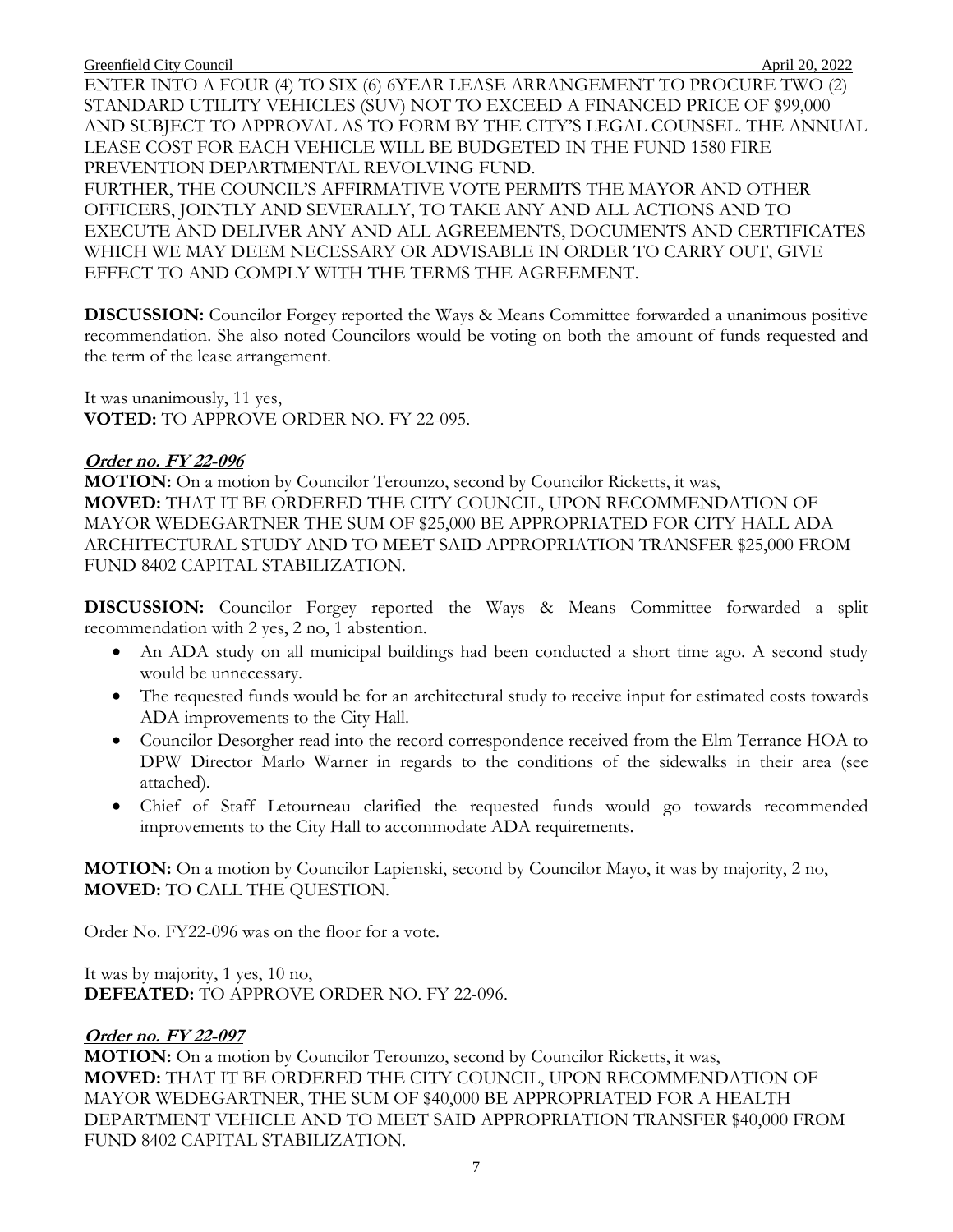ENTER INTO A FOUR (4) TO SIX (6) 6YEAR LEASE ARRANGEMENT TO PROCURE TWO (2) STANDARD UTILITY VEHICLES (SUV) NOT TO EXCEED A FINANCED PRICE OF $99,000 AND SUBJECT TO APPROVAL AS TO FORM BY THE CITY'S LEGAL COUNSEL. THE ANNUAL LEASE COST FOR EACH VEHICLE WILL BE BUDGETED IN THE FUND 1580 FIRE PREVENTION DEPARTMENTAL REVOLVING FUND.
FURTHER, THE COUNCIL'S AFFIRMATIVE VOTE PERMITS THE MAYOR AND OTHER OFFICERS, JOINTLY AND SEVERALLY, TO TAKE ANY AND ALL ACTIONS AND TO EXECUTE AND DELIVER ANY AND ALL AGREEMENTS, DOCUMENTS AND CERTIFICATES WHICH WE MAY DEEM NECESSARY OR ADVISABLE IN ORDER TO CARRY OUT, GIVE EFFECT TO AND COMPLY WITH THE TERMS THE AGREEMENT.

**DISCUSSION:** Councilor Forgey reported the Ways & Means Committee forwarded a unanimous positive recommendation. She also noted Councilors would be voting on both the amount of funds requested and the term of the lease arrangement.

It was unanimously, 11 yes,
**VOTED:** TO APPROVE ORDER NO. FY 22-095.

***Order no. FY 22-096***

**MOTION:** On a motion by Councilor Terounzo, second by Councilor Ricketts, it was,
**MOVED:** THAT IT BE ORDERED THE CITY COUNCIL, UPON RECOMMENDATION OF MAYOR WEDEGARTNER THE SUM OF $25,000 BE APPROPRIATED FOR CITY HALL ADA ARCHITECTURAL STUDY AND TO MEET SAID APPROPRIATION TRANSFER $25,000 FROM FUND 8402 CAPITAL STABILIZATION.

**DISCUSSION:** Councilor Forgey reported the Ways & Means Committee forwarded a split recommendation with 2 yes, 2 no, 1 abstention.

- An ADA study on all municipal buildings had been conducted a short time ago. A second study would be unnecessary.
- The requested funds would be for an architectural study to receive input for estimated costs towards ADA improvements to the City Hall.
- Councilor Desorgher read into the record correspondence received from the Elm Terrance HOA to DPW Director Marlo Warner in regards to the conditions of the sidewalks in their area (see attached).
- Chief of Staff Letourneau clarified the requested funds would go towards recommended improvements to the City Hall to accommodate ADA requirements.

**MOTION:** On a motion by Councilor Lapienski, second by Councilor Mayo, it was by majority, 2 no,
**MOVED:** TO CALL THE QUESTION.

Order No. FY22-096 was on the floor for a vote.

It was by majority, 1 yes, 10 no,
**DEFEATED:** TO APPROVE ORDER NO. FY 22-096.

***Order no. FY 22-097***

**MOTION:** On a motion by Councilor Terounzo, second by Councilor Ricketts, it was,
**MOVED:** THAT IT BE ORDERED THE CITY COUNCIL, UPON RECOMMENDATION OF MAYOR WEDEGARTNER, THE SUM OF $40,000 BE APPROPRIATED FOR A HEALTH DEPARTMENT VEHICLE AND TO MEET SAID APPROPRIATION TRANSFER $40,000 FROM FUND 8402 CAPITAL STABILIZATION.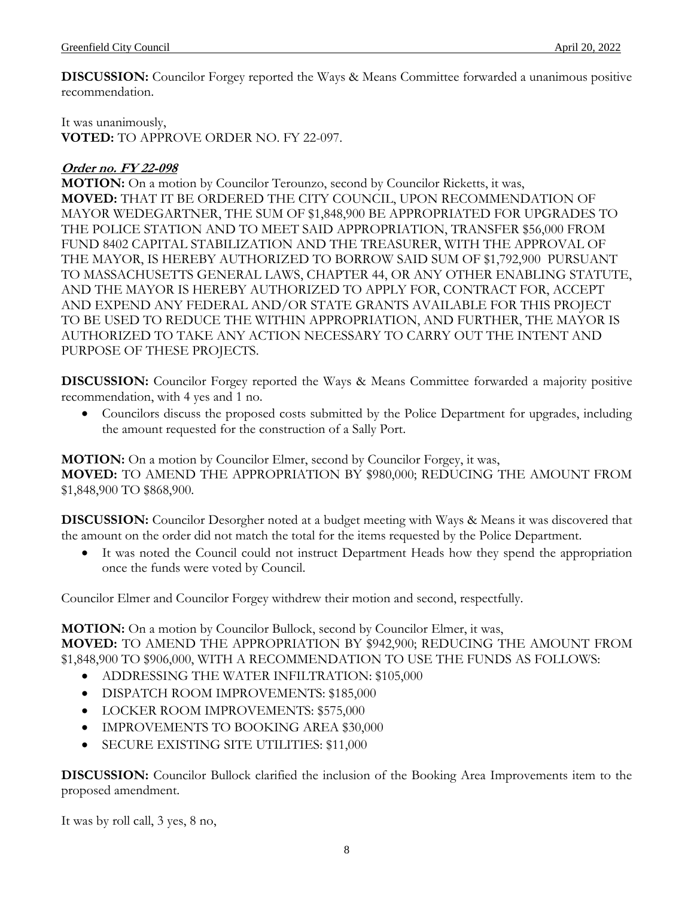**DISCUSSION:** Councilor Forgey reported the Ways & Means Committee forwarded a unanimous positive recommendation.

It was unanimously,
**VOTED:** TO APPROVE ORDER NO. FY 22-097.

***Order no. FY 22-098***

**MOTION:** On a motion by Councilor Terounzo, second by Councilor Ricketts, it was,
**MOVED:** THAT IT BE ORDERED THE CITY COUNCIL, UPON RECOMMENDATION OF MAYOR WEDEGARTNER, THE SUM OF $1,848,900 BE APPROPRIATED FOR UPGRADES TO THE POLICE STATION AND TO MEET SAID APPROPRIATION, TRANSFER $56,000 FROM FUND 8402 CAPITAL STABILIZATION AND THE TREASURER, WITH THE APPROVAL OF THE MAYOR, IS HEREBY AUTHORIZED TO BORROW SAID SUM OF $1,792,900 PURSUANT TO MASSACHUSETTS GENERAL LAWS, CHAPTER 44, OR ANY OTHER ENABLING STATUTE, AND THE MAYOR IS HEREBY AUTHORIZED TO APPLY FOR, CONTRACT FOR, ACCEPT AND EXPEND ANY FEDERAL AND/OR STATE GRANTS AVAILABLE FOR THIS PROJECT TO BE USED TO REDUCE THE WITHIN APPROPRIATION, AND FURTHER, THE MAYOR IS AUTHORIZED TO TAKE ANY ACTION NECESSARY TO CARRY OUT THE INTENT AND PURPOSE OF THESE PROJECTS.

**DISCUSSION:** Councilor Forgey reported the Ways & Means Committee forwarded a majority positive recommendation, with 4 yes and 1 no.

- Councilors discuss the proposed costs submitted by the Police Department for upgrades, including the amount requested for the construction of a Sally Port.

**MOTION:** On a motion by Councilor Elmer, second by Councilor Forgey, it was,
**MOVED:** TO AMEND THE APPROPRIATION BY $980,000; REDUCING THE AMOUNT FROM $1,848,900 TO $868,900.

**DISCUSSION:** Councilor Desorgher noted at a budget meeting with Ways & Means it was discovered that the amount on the order did not match the total for the items requested by the Police Department.

- It was noted the Council could not instruct Department Heads how they spend the appropriation once the funds were voted by Council.

Councilor Elmer and Councilor Forgey withdrew their motion and second, respectfully.

**MOTION:** On a motion by Councilor Bullock, second by Councilor Elmer, it was,
**MOVED:** TO AMEND THE APPROPRIATION BY $942,900; REDUCING THE AMOUNT FROM $1,848,900 TO $906,000, WITH A RECOMMENDATION TO USE THE FUNDS AS FOLLOWS:

- ADDRESSING THE WATER INFILTRATION: $105,000
- DISPATCH ROOM IMPROVEMENTS: $185,000
- LOCKER ROOM IMPROVEMENTS: $575,000
- IMPROVEMENTS TO BOOKING AREA $30,000
- SECURE EXISTING SITE UTILITIES: $11,000

**DISCUSSION:** Councilor Bullock clarified the inclusion of the Booking Area Improvements item to the proposed amendment.

It was by roll call, 3 yes, 8 no,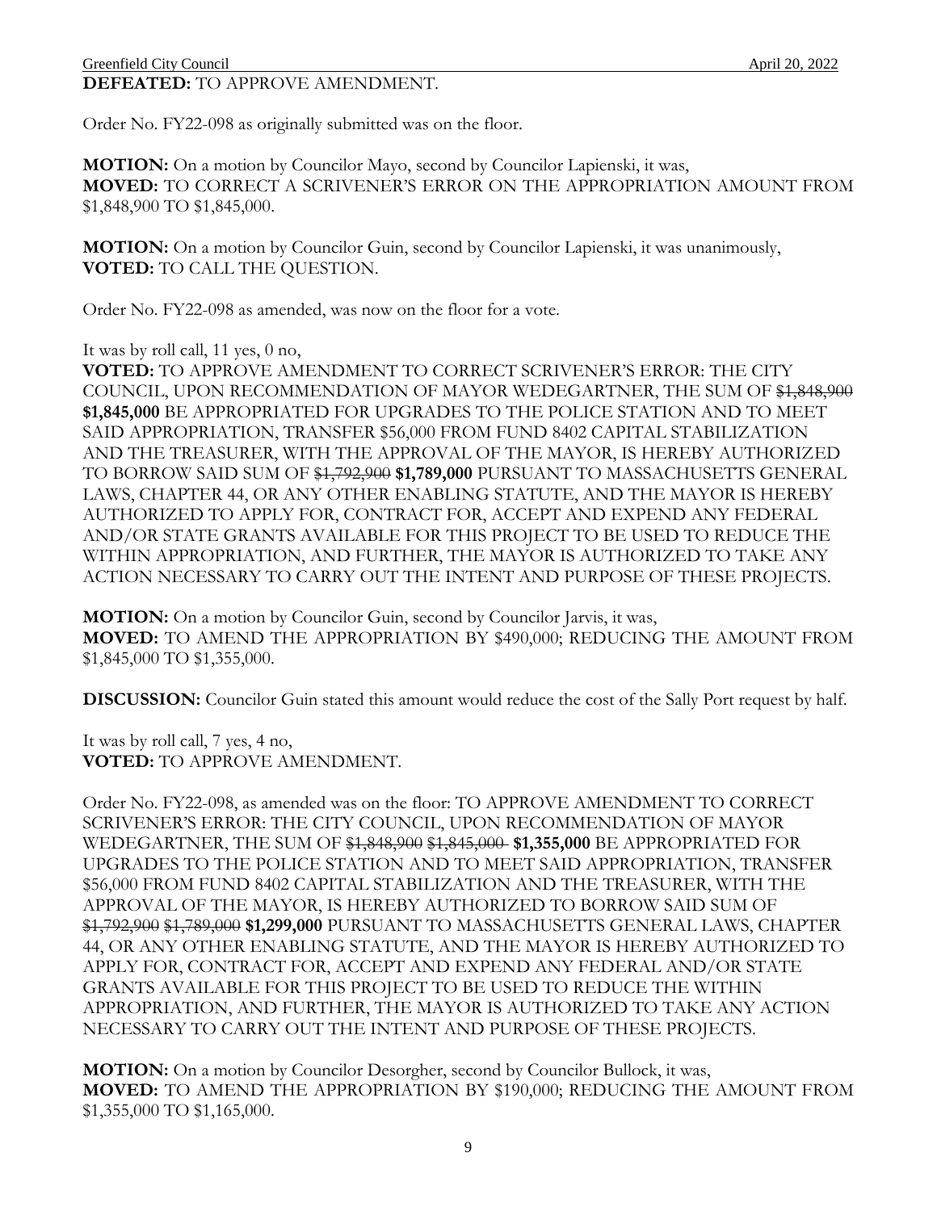**DEFEATED:** TO APPROVE AMENDMENT.

Order No. FY22-098 as originally submitted was on the floor.

**MOTION:** On a motion by Councilor Mayo, second by Councilor Lapienski, it was,
**MOVED:** TO CORRECT A SCRIVENER'S ERROR ON THE APPROPRIATION AMOUNT FROM $1,848,900 TO $1,845,000.

**MOTION:** On a motion by Councilor Guin, second by Councilor Lapienski, it was unanimously,
**VOTED:** TO CALL THE QUESTION.

Order No. FY22-098 as amended, was now on the floor for a vote.

It was by roll call, 11 yes, 0 no,
**VOTED:** TO APPROVE AMENDMENT TO CORRECT SCRIVENER'S ERROR: THE CITY COUNCIL, UPON RECOMMENDATION OF MAYOR WEDEGARTNER, THE SUM OF ~~$1,848,900~~ **$1,845,000** BE APPROPRIATED FOR UPGRADES TO THE POLICE STATION AND TO MEET SAID APPROPRIATION, TRANSFER $56,000 FROM FUND 8402 CAPITAL STABILIZATION AND THE TREASURER, WITH THE APPROVAL OF THE MAYOR, IS HEREBY AUTHORIZED TO BORROW SAID SUM OF ~~$1,792,900~~ **$1,789,000** PURSUANT TO MASSACHUSETTS GENERAL LAWS, CHAPTER 44, OR ANY OTHER ENABLING STATUTE, AND THE MAYOR IS HEREBY AUTHORIZED TO APPLY FOR, CONTRACT FOR, ACCEPT AND EXPEND ANY FEDERAL AND/OR STATE GRANTS AVAILABLE FOR THIS PROJECT TO BE USED TO REDUCE THE WITHIN APPROPRIATION, AND FURTHER, THE MAYOR IS AUTHORIZED TO TAKE ANY ACTION NECESSARY TO CARRY OUT THE INTENT AND PURPOSE OF THESE PROJECTS.

**MOTION:** On a motion by Councilor Guin, second by Councilor Jarvis, it was,
**MOVED:** TO AMEND THE APPROPRIATION BY $490,000; REDUCING THE AMOUNT FROM $1,845,000 TO $1,355,000.

**DISCUSSION:** Councilor Guin stated this amount would reduce the cost of the Sally Port request by half.

It was by roll call, 7 yes, 4 no,
**VOTED:** TO APPROVE AMENDMENT.

Order No. FY22-098, as amended was on the floor: TO APPROVE AMENDMENT TO CORRECT SCRIVENER'S ERROR: THE CITY COUNCIL, UPON RECOMMENDATION OF MAYOR WEDEGARTNER, THE SUM OF ~~$1,848,900~~ ~~$1,845,000~~ **$1,355,000** BE APPROPRIATED FOR UPGRADES TO THE POLICE STATION AND TO MEET SAID APPROPRIATION, TRANSFER $56,000 FROM FUND 8402 CAPITAL STABILIZATION AND THE TREASURER, WITH THE APPROVAL OF THE MAYOR, IS HEREBY AUTHORIZED TO BORROW SAID SUM OF ~~$1,792,900~~ ~~$1,789,000~~ **$1,299,000** PURSUANT TO MASSACHUSETTS GENERAL LAWS, CHAPTER 44, OR ANY OTHER ENABLING STATUTE, AND THE MAYOR IS HEREBY AUTHORIZED TO APPLY FOR, CONTRACT FOR, ACCEPT AND EXPEND ANY FEDERAL AND/OR STATE GRANTS AVAILABLE FOR THIS PROJECT TO BE USED TO REDUCE THE WITHIN APPROPRIATION, AND FURTHER, THE MAYOR IS AUTHORIZED TO TAKE ANY ACTION NECESSARY TO CARRY OUT THE INTENT AND PURPOSE OF THESE PROJECTS.

**MOTION:** On a motion by Councilor Desorgher, second by Councilor Bullock, it was,
**MOVED:** TO AMEND THE APPROPRIATION BY $190,000; REDUCING THE AMOUNT FROM $1,355,000 TO $1,165,000.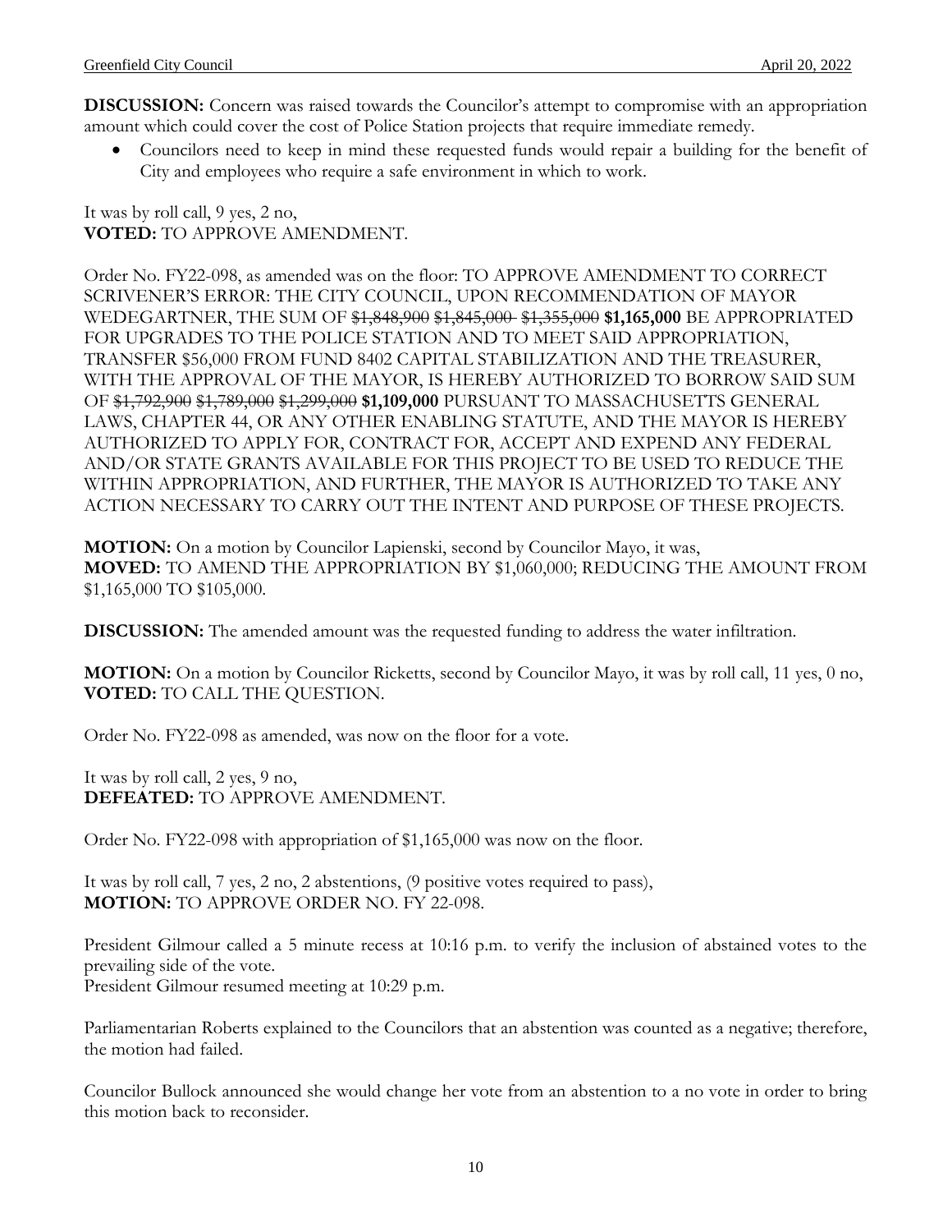**DISCUSSION:** Concern was raised towards the Councilor's attempt to compromise with an appropriation amount which could cover the cost of Police Station projects that require immediate remedy.

- Councilors need to keep in mind these requested funds would repair a building for the benefit of City and employees who require a safe environment in which to work.

It was by roll call, 9 yes, 2 no,
**VOTED:** TO APPROVE AMENDMENT.

Order No. FY22-098, as amended was on the floor: TO APPROVE AMENDMENT TO CORRECT SCRIVENER'S ERROR: THE CITY COUNCIL, UPON RECOMMENDATION OF MAYOR WEDEGARTNER, THE SUM OF ~~$1,848,900~~ ~~$1,845,000~~ ~~$1,355,000~~ **$1,165,000** BE APPROPRIATED FOR UPGRADES TO THE POLICE STATION AND TO MEET SAID APPROPRIATION, TRANSFER $56,000 FROM FUND 8402 CAPITAL STABILIZATION AND THE TREASURER, WITH THE APPROVAL OF THE MAYOR, IS HEREBY AUTHORIZED TO BORROW SAID SUM OF ~~$1,792,900~~ ~~$1,789,000~~ ~~$1,299,000~~ **$1,109,000** PURSUANT TO MASSACHUSETTS GENERAL LAWS, CHAPTER 44, OR ANY OTHER ENABLING STATUTE, AND THE MAYOR IS HEREBY AUTHORIZED TO APPLY FOR, CONTRACT FOR, ACCEPT AND EXPEND ANY FEDERAL AND/OR STATE GRANTS AVAILABLE FOR THIS PROJECT TO BE USED TO REDUCE THE WITHIN APPROPRIATION, AND FURTHER, THE MAYOR IS AUTHORIZED TO TAKE ANY ACTION NECESSARY TO CARRY OUT THE INTENT AND PURPOSE OF THESE PROJECTS.

**MOTION:** On a motion by Councilor Lapienski, second by Councilor Mayo, it was,
**MOVED:** TO AMEND THE APPROPRIATION BY $1,060,000; REDUCING THE AMOUNT FROM $1,165,000 TO $105,000.

**DISCUSSION:** The amended amount was the requested funding to address the water infiltration.

**MOTION:** On a motion by Councilor Ricketts, second by Councilor Mayo, it was by roll call, 11 yes, 0 no,
**VOTED:** TO CALL THE QUESTION.

Order No. FY22-098 as amended, was now on the floor for a vote.

It was by roll call, 2 yes, 9 no,
**DEFEATED:** TO APPROVE AMENDMENT.

Order No. FY22-098 with appropriation of $1,165,000 was now on the floor.

It was by roll call, 7 yes, 2 no, 2 abstentions, (9 positive votes required to pass),
**MOTION:** TO APPROVE ORDER NO. FY 22-098.

President Gilmour called a 5 minute recess at 10:16 p.m. to verify the inclusion of abstained votes to the prevailing side of the vote.
President Gilmour resumed meeting at 10:29 p.m.

Parliamentarian Roberts explained to the Councilors that an abstention was counted as a negative; therefore, the motion had failed.

Councilor Bullock announced she would change her vote from an abstention to a no vote in order to bring this motion back to reconsider.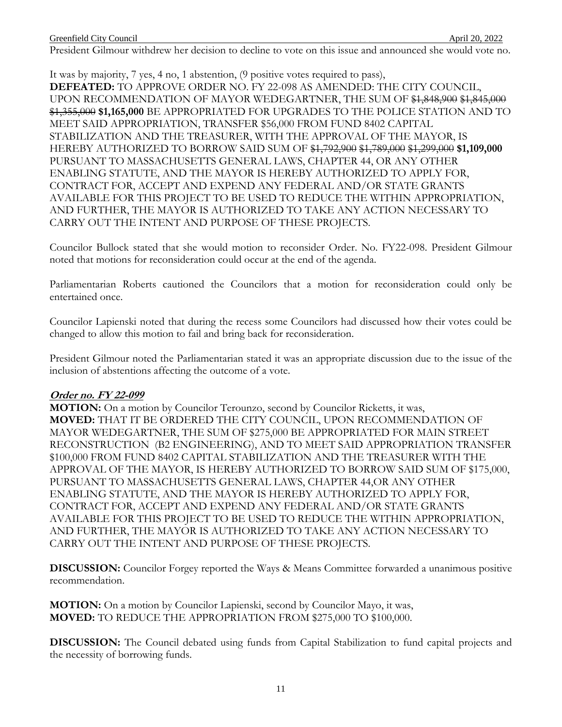President Gilmour withdrew her decision to decline to vote on this issue and announced she would vote no.

It was by majority, 7 yes, 4 no, 1 abstention, (9 positive votes required to pass),
**DEFEATED:** TO APPROVE ORDER NO. FY 22-098 AS AMENDED: THE CITY COUNCIL, UPON RECOMMENDATION OF MAYOR WEDEGARTNER, THE SUM OF ~~$1,848,900~~ ~~$1,845,000~~ ~~$1,355,000~~ **$1,165,000** BE APPROPRIATED FOR UPGRADES TO THE POLICE STATION AND TO MEET SAID APPROPRIATION, TRANSFER $56,000 FROM FUND 8402 CAPITAL STABILIZATION AND THE TREASURER, WITH THE APPROVAL OF THE MAYOR, IS HEREBY AUTHORIZED TO BORROW SAID SUM OF ~~$1,792,900~~ ~~$1,789,000~~ ~~$1,299,000~~ **$1,109,000** PURSUANT TO MASSACHUSETTS GENERAL LAWS, CHAPTER 44, OR ANY OTHER ENABLING STATUTE, AND THE MAYOR IS HEREBY AUTHORIZED TO APPLY FOR, CONTRACT FOR, ACCEPT AND EXPEND ANY FEDERAL AND/OR STATE GRANTS AVAILABLE FOR THIS PROJECT TO BE USED TO REDUCE THE WITHIN APPROPRIATION, AND FURTHER, THE MAYOR IS AUTHORIZED TO TAKE ANY ACTION NECESSARY TO CARRY OUT THE INTENT AND PURPOSE OF THESE PROJECTS.

Councilor Bullock stated that she would motion to reconsider Order. No. FY22-098. President Gilmour noted that motions for reconsideration could occur at the end of the agenda.

Parliamentarian Roberts cautioned the Councilors that a motion for reconsideration could only be entertained once.

Councilor Lapienski noted that during the recess some Councilors had discussed how their votes could be changed to allow this motion to fail and bring back for reconsideration.

President Gilmour noted the Parliamentarian stated it was an appropriate discussion due to the issue of the inclusion of abstentions affecting the outcome of a vote.

***Order no. FY 22-099***

**MOTION:** On a motion by Councilor Terounzo, second by Councilor Ricketts, it was,
**MOVED:** THAT IT BE ORDERED THE CITY COUNCIL, UPON RECOMMENDATION OF MAYOR WEDEGARTNER, THE SUM OF $275,000 BE APPROPRIATED FOR MAIN STREET RECONSTRUCTION (B2 ENGINEERING), AND TO MEET SAID APPROPRIATION TRANSFER $100,000 FROM FUND 8402 CAPITAL STABILIZATION AND THE TREASURER WITH THE APPROVAL OF THE MAYOR, IS HEREBY AUTHORIZED TO BORROW SAID SUM OF $175,000, PURSUANT TO MASSACHUSETTS GENERAL LAWS, CHAPTER 44,OR ANY OTHER ENABLING STATUTE, AND THE MAYOR IS HEREBY AUTHORIZED TO APPLY FOR, CONTRACT FOR, ACCEPT AND EXPEND ANY FEDERAL AND/OR STATE GRANTS AVAILABLE FOR THIS PROJECT TO BE USED TO REDUCE THE WITHIN APPROPRIATION, AND FURTHER, THE MAYOR IS AUTHORIZED TO TAKE ANY ACTION NECESSARY TO CARRY OUT THE INTENT AND PURPOSE OF THESE PROJECTS.

**DISCUSSION:** Councilor Forgey reported the Ways & Means Committee forwarded a unanimous positive recommendation.

**MOTION:** On a motion by Councilor Lapienski, second by Councilor Mayo, it was,
**MOVED:** TO REDUCE THE APPROPRIATION FROM $275,000 TO $100,000.

**DISCUSSION:** The Council debated using funds from Capital Stabilization to fund capital projects and the necessity of borrowing funds.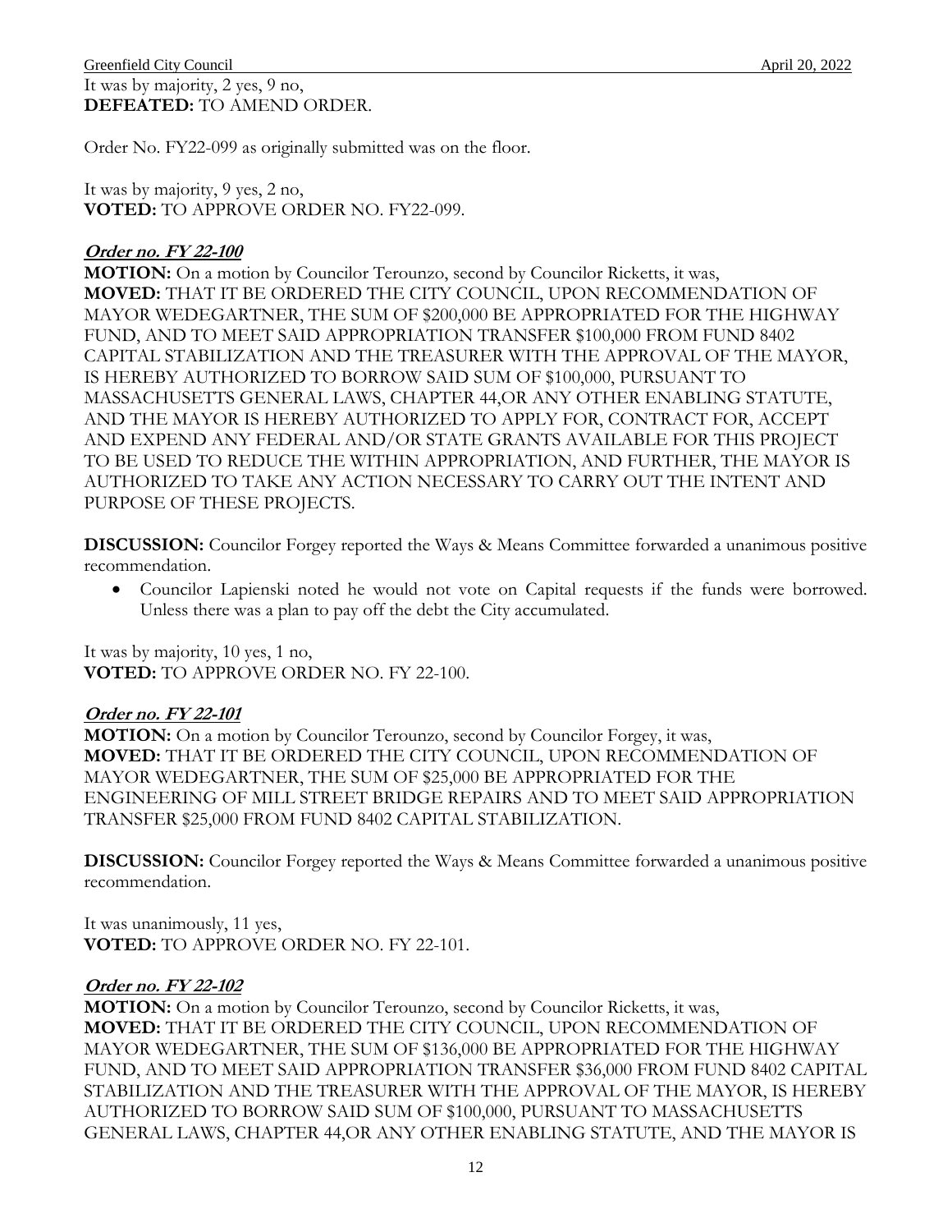It was by majority, 2 yes, 9 no,
**DEFEATED:** TO AMEND ORDER.

Order No. FY22-099 as originally submitted was on the floor.

It was by majority, 9 yes, 2 no,
**VOTED:** TO APPROVE ORDER NO. FY22-099.

***Order no. FY 22-100***

**MOTION:** On a motion by Councilor Terounzo, second by Councilor Ricketts, it was,
**MOVED:** THAT IT BE ORDERED THE CITY COUNCIL, UPON RECOMMENDATION OF MAYOR WEDEGARTNER, THE SUM OF $200,000 BE APPROPRIATED FOR THE HIGHWAY FUND, AND TO MEET SAID APPROPRIATION TRANSFER $100,000 FROM FUND 8402 CAPITAL STABILIZATION AND THE TREASURER WITH THE APPROVAL OF THE MAYOR, IS HEREBY AUTHORIZED TO BORROW SAID SUM OF $100,000, PURSUANT TO MASSACHUSETTS GENERAL LAWS, CHAPTER 44,OR ANY OTHER ENABLING STATUTE, AND THE MAYOR IS HEREBY AUTHORIZED TO APPLY FOR, CONTRACT FOR, ACCEPT AND EXPEND ANY FEDERAL AND/OR STATE GRANTS AVAILABLE FOR THIS PROJECT TO BE USED TO REDUCE THE WITHIN APPROPRIATION, AND FURTHER, THE MAYOR IS AUTHORIZED TO TAKE ANY ACTION NECESSARY TO CARRY OUT THE INTENT AND PURPOSE OF THESE PROJECTS.

**DISCUSSION:** Councilor Forgey reported the Ways & Means Committee forwarded a unanimous positive recommendation.

- Councilor Lapienski noted he would not vote on Capital requests if the funds were borrowed. Unless there was a plan to pay off the debt the City accumulated.

It was by majority, 10 yes, 1 no,
**VOTED:** TO APPROVE ORDER NO. FY 22-100.

***Order no. FY 22-101***

**MOTION:** On a motion by Councilor Terounzo, second by Councilor Forgey, it was,
**MOVED:** THAT IT BE ORDERED THE CITY COUNCIL, UPON RECOMMENDATION OF MAYOR WEDEGARTNER, THE SUM OF $25,000 BE APPROPRIATED FOR THE ENGINEERING OF MILL STREET BRIDGE REPAIRS AND TO MEET SAID APPROPRIATION TRANSFER $25,000 FROM FUND 8402 CAPITAL STABILIZATION.

**DISCUSSION:** Councilor Forgey reported the Ways & Means Committee forwarded a unanimous positive recommendation.

It was unanimously, 11 yes,
**VOTED:** TO APPROVE ORDER NO. FY 22-101.

***Order no. FY 22-102***

**MOTION:** On a motion by Councilor Terounzo, second by Councilor Ricketts, it was,
**MOVED:** THAT IT BE ORDERED THE CITY COUNCIL, UPON RECOMMENDATION OF MAYOR WEDEGARTNER, THE SUM OF $136,000 BE APPROPRIATED FOR THE HIGHWAY FUND, AND TO MEET SAID APPROPRIATION TRANSFER $36,000 FROM FUND 8402 CAPITAL STABILIZATION AND THE TREASURER WITH THE APPROVAL OF THE MAYOR, IS HEREBY AUTHORIZED TO BORROW SAID SUM OF $100,000, PURSUANT TO MASSACHUSETTS GENERAL LAWS, CHAPTER 44,OR ANY OTHER ENABLING STATUTE, AND THE MAYOR IS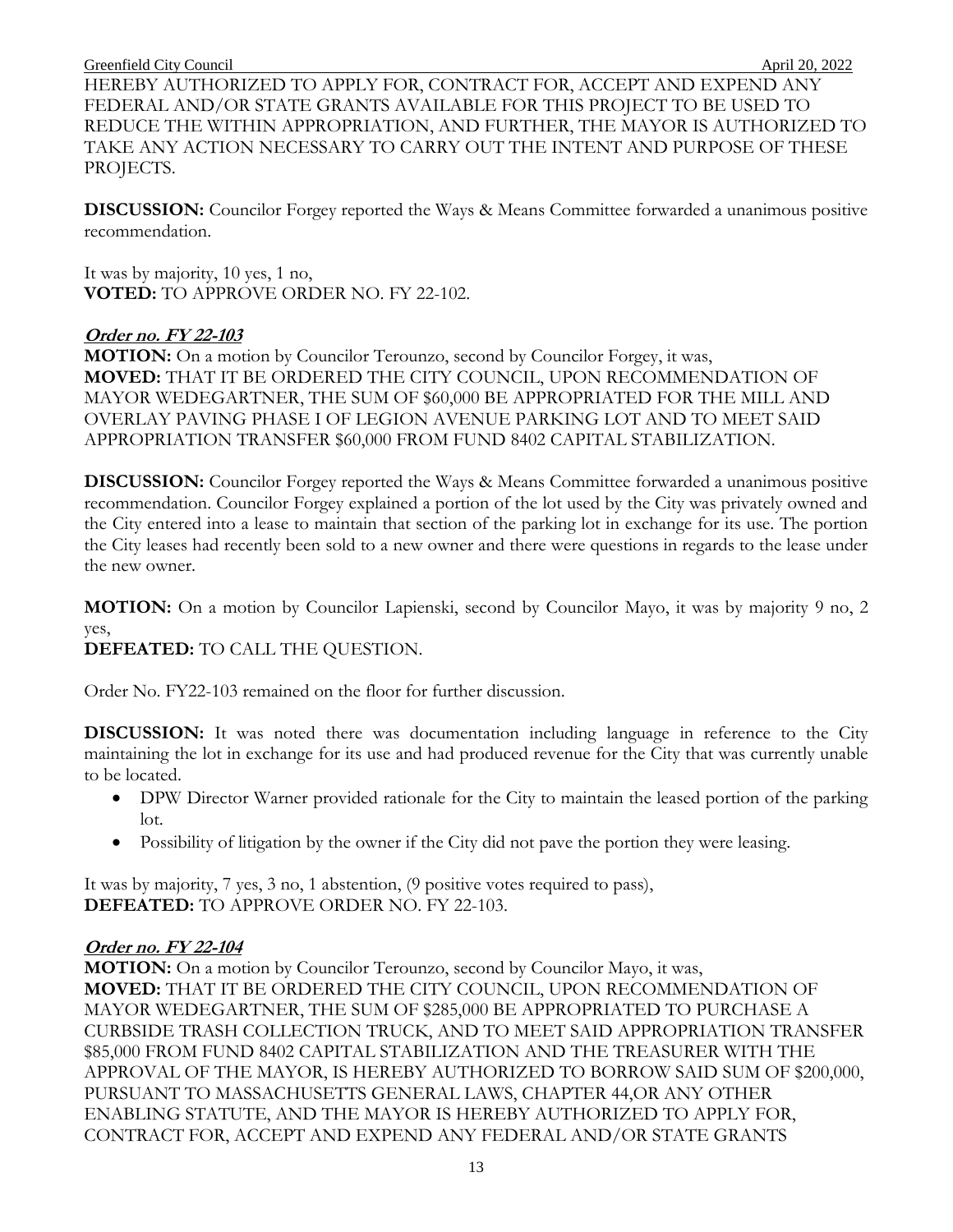HEREBY AUTHORIZED TO APPLY FOR, CONTRACT FOR, ACCEPT AND EXPEND ANY FEDERAL AND/OR STATE GRANTS AVAILABLE FOR THIS PROJECT TO BE USED TO REDUCE THE WITHIN APPROPRIATION, AND FURTHER, THE MAYOR IS AUTHORIZED TO TAKE ANY ACTION NECESSARY TO CARRY OUT THE INTENT AND PURPOSE OF THESE PROJECTS.

**DISCUSSION:** Councilor Forgey reported the Ways & Means Committee forwarded a unanimous positive recommendation.

It was by majority, 10 yes, 1 no,
**VOTED:** TO APPROVE ORDER NO. FY 22-102.

***Order no. FY 22-103***

**MOTION:** On a motion by Councilor Terounzo, second by Councilor Forgey, it was,
**MOVED:** THAT IT BE ORDERED THE CITY COUNCIL, UPON RECOMMENDATION OF MAYOR WEDEGARTNER, THE SUM OF $60,000 BE APPROPRIATED FOR THE MILL AND OVERLAY PAVING PHASE I OF LEGION AVENUE PARKING LOT AND TO MEET SAID APPROPRIATION TRANSFER $60,000 FROM FUND 8402 CAPITAL STABILIZATION.

**DISCUSSION:** Councilor Forgey reported the Ways & Means Committee forwarded a unanimous positive recommendation. Councilor Forgey explained a portion of the lot used by the City was privately owned and the City entered into a lease to maintain that section of the parking lot in exchange for its use. The portion the City leases had recently been sold to a new owner and there were questions in regards to the lease under the new owner.

**MOTION:** On a motion by Councilor Lapienski, second by Councilor Mayo, it was by majority 9 no, 2 yes,
**DEFEATED:** TO CALL THE QUESTION.

Order No. FY22-103 remained on the floor for further discussion.

**DISCUSSION:** It was noted there was documentation including language in reference to the City maintaining the lot in exchange for its use and had produced revenue for the City that was currently unable to be located.

- DPW Director Warner provided rationale for the City to maintain the leased portion of the parking lot.
- Possibility of litigation by the owner if the City did not pave the portion they were leasing.

It was by majority, 7 yes, 3 no, 1 abstention, (9 positive votes required to pass),
**DEFEATED:** TO APPROVE ORDER NO. FY 22-103.

***Order no. FY 22-104***

**MOTION:** On a motion by Councilor Terounzo, second by Councilor Mayo, it was,
**MOVED:** THAT IT BE ORDERED THE CITY COUNCIL, UPON RECOMMENDATION OF MAYOR WEDEGARTNER, THE SUM OF $285,000 BE APPROPRIATED TO PURCHASE A CURBSIDE TRASH COLLECTION TRUCK, AND TO MEET SAID APPROPRIATION TRANSFER $85,000 FROM FUND 8402 CAPITAL STABILIZATION AND THE TREASURER WITH THE APPROVAL OF THE MAYOR, IS HEREBY AUTHORIZED TO BORROW SAID SUM OF $200,000, PURSUANT TO MASSACHUSETTS GENERAL LAWS, CHAPTER 44,OR ANY OTHER ENABLING STATUTE, AND THE MAYOR IS HEREBY AUTHORIZED TO APPLY FOR, CONTRACT FOR, ACCEPT AND EXPEND ANY FEDERAL AND/OR STATE GRANTS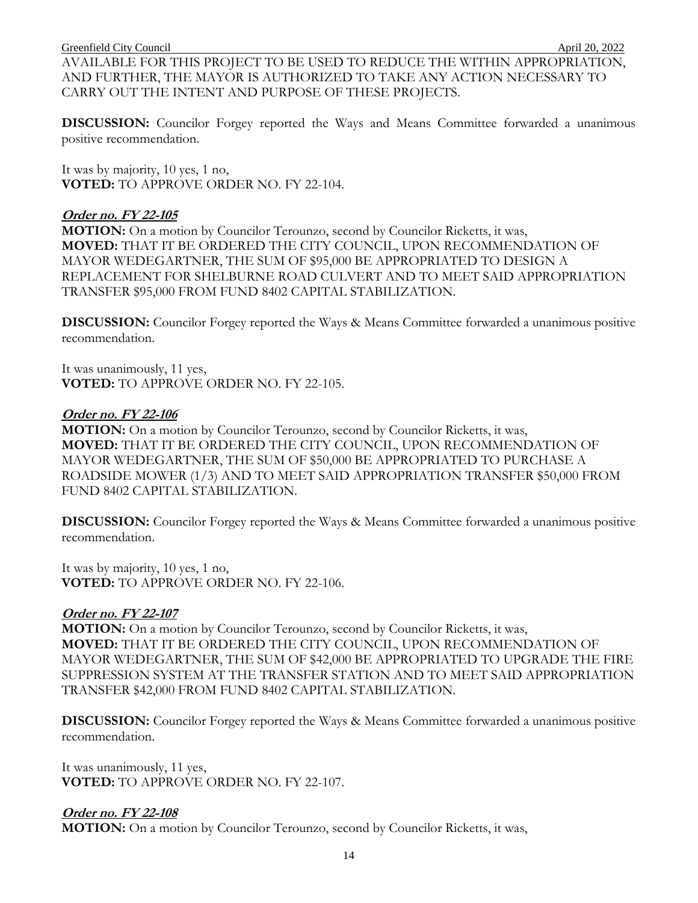AVAILABLE FOR THIS PROJECT TO BE USED TO REDUCE THE WITHIN APPROPRIATION, AND FURTHER, THE MAYOR IS AUTHORIZED TO TAKE ANY ACTION NECESSARY TO CARRY OUT THE INTENT AND PURPOSE OF THESE PROJECTS.

**DISCUSSION:** Councilor Forgey reported the Ways and Means Committee forwarded a unanimous positive recommendation.

It was by majority, 10 yes, 1 no,
**VOTED:** TO APPROVE ORDER NO. FY 22-104.

***Order no. FY 22-105***

**MOTION:** On a motion by Councilor Terounzo, second by Councilor Ricketts, it was,
**MOVED:** THAT IT BE ORDERED THE CITY COUNCIL, UPON RECOMMENDATION OF MAYOR WEDEGARTNER, THE SUM OF $95,000 BE APPROPRIATED TO DESIGN A REPLACEMENT FOR SHELBURNE ROAD CULVERT AND TO MEET SAID APPROPRIATION TRANSFER $95,000 FROM FUND 8402 CAPITAL STABILIZATION.

**DISCUSSION:** Councilor Forgey reported the Ways & Means Committee forwarded a unanimous positive recommendation.

It was unanimously, 11 yes,
**VOTED:** TO APPROVE ORDER NO. FY 22-105.

***Order no. FY 22-106***

**MOTION:** On a motion by Councilor Terounzo, second by Councilor Ricketts, it was,
**MOVED:** THAT IT BE ORDERED THE CITY COUNCIL, UPON RECOMMENDATION OF MAYOR WEDEGARTNER, THE SUM OF $50,000 BE APPROPRIATED TO PURCHASE A ROADSIDE MOWER (1/3) AND TO MEET SAID APPROPRIATION TRANSFER $50,000 FROM FUND 8402 CAPITAL STABILIZATION.

**DISCUSSION:** Councilor Forgey reported the Ways & Means Committee forwarded a unanimous positive recommendation.

It was by majority, 10 yes, 1 no,
**VOTED:** TO APPROVE ORDER NO. FY 22-106.

***Order no. FY 22-107***

**MOTION:** On a motion by Councilor Terounzo, second by Councilor Ricketts, it was,
**MOVED:** THAT IT BE ORDERED THE CITY COUNCIL, UPON RECOMMENDATION OF MAYOR WEDEGARTNER, THE SUM OF $42,000 BE APPROPRIATED TO UPGRADE THE FIRE SUPPRESSION SYSTEM AT THE TRANSFER STATION AND TO MEET SAID APPROPRIATION TRANSFER $42,000 FROM FUND 8402 CAPITAL STABILIZATION.

**DISCUSSION:** Councilor Forgey reported the Ways & Means Committee forwarded a unanimous positive recommendation.

It was unanimously, 11 yes,
**VOTED:** TO APPROVE ORDER NO. FY 22-107.

***Order no. FY 22-108***

**MOTION:** On a motion by Councilor Terounzo, second by Councilor Ricketts, it was,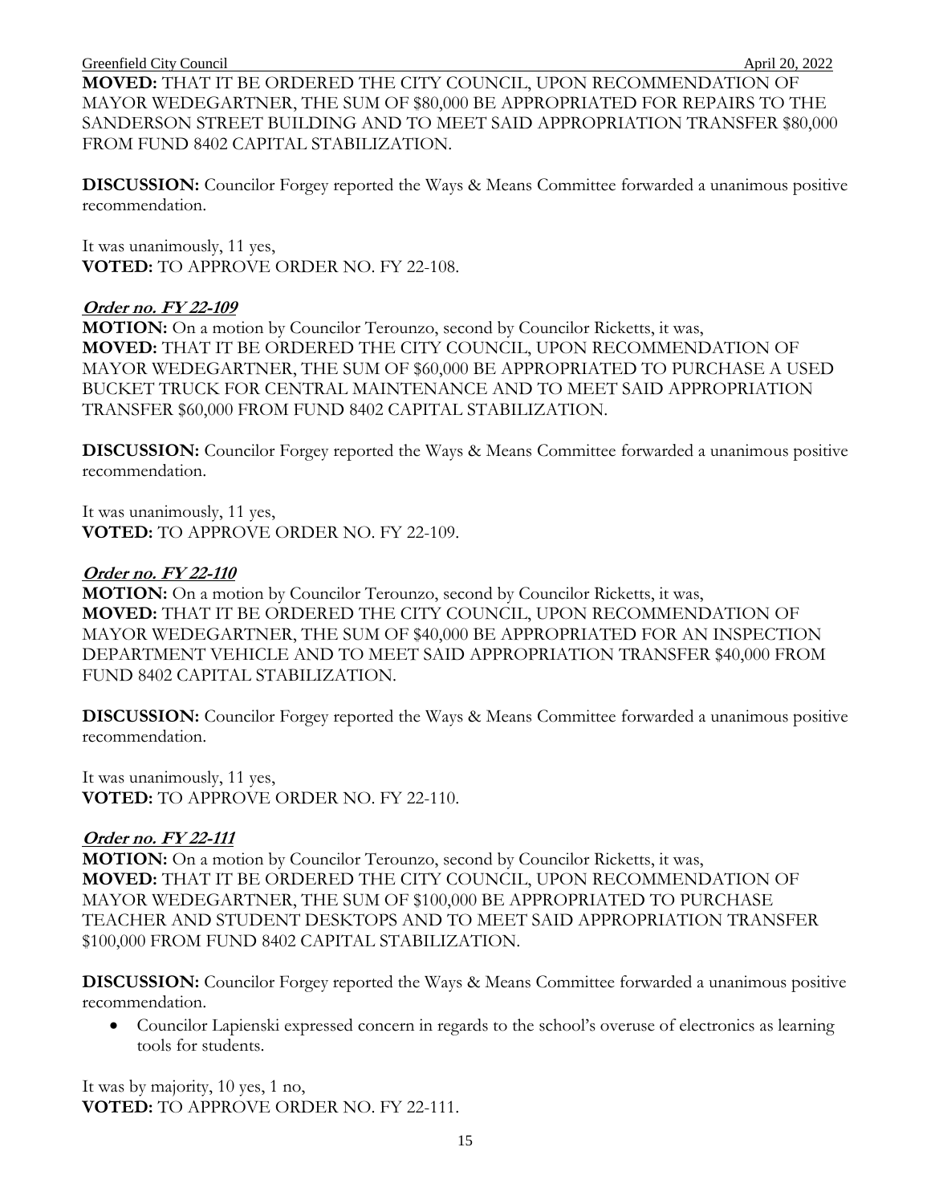**MOVED:** THAT IT BE ORDERED THE CITY COUNCIL, UPON RECOMMENDATION OF MAYOR WEDEGARTNER, THE SUM OF $80,000 BE APPROPRIATED FOR REPAIRS TO THE SANDERSON STREET BUILDING AND TO MEET SAID APPROPRIATION TRANSFER $80,000 FROM FUND 8402 CAPITAL STABILIZATION.

**DISCUSSION:** Councilor Forgey reported the Ways & Means Committee forwarded a unanimous positive recommendation.

It was unanimously, 11 yes,
**VOTED:** TO APPROVE ORDER NO. FY 22-108.

***Order no. FY 22-109***

**MOTION:** On a motion by Councilor Terounzo, second by Councilor Ricketts, it was,
**MOVED:** THAT IT BE ORDERED THE CITY COUNCIL, UPON RECOMMENDATION OF MAYOR WEDEGARTNER, THE SUM OF $60,000 BE APPROPRIATED TO PURCHASE A USED BUCKET TRUCK FOR CENTRAL MAINTENANCE AND TO MEET SAID APPROPRIATION TRANSFER $60,000 FROM FUND 8402 CAPITAL STABILIZATION.

**DISCUSSION:** Councilor Forgey reported the Ways & Means Committee forwarded a unanimous positive recommendation.

It was unanimously, 11 yes,
**VOTED:** TO APPROVE ORDER NO. FY 22-109.

***Order no. FY 22-110***

**MOTION:** On a motion by Councilor Terounzo, second by Councilor Ricketts, it was,
**MOVED:** THAT IT BE ORDERED THE CITY COUNCIL, UPON RECOMMENDATION OF MAYOR WEDEGARTNER, THE SUM OF $40,000 BE APPROPRIATED FOR AN INSPECTION DEPARTMENT VEHICLE AND TO MEET SAID APPROPRIATION TRANSFER $40,000 FROM FUND 8402 CAPITAL STABILIZATION.

**DISCUSSION:** Councilor Forgey reported the Ways & Means Committee forwarded a unanimous positive recommendation.

It was unanimously, 11 yes,
**VOTED:** TO APPROVE ORDER NO. FY 22-110.

***Order no. FY 22-111***

**MOTION:** On a motion by Councilor Terounzo, second by Councilor Ricketts, it was,
**MOVED:** THAT IT BE ORDERED THE CITY COUNCIL, UPON RECOMMENDATION OF MAYOR WEDEGARTNER, THE SUM OF $100,000 BE APPROPRIATED TO PURCHASE TEACHER AND STUDENT DESKTOPS AND TO MEET SAID APPROPRIATION TRANSFER $100,000 FROM FUND 8402 CAPITAL STABILIZATION.

**DISCUSSION:** Councilor Forgey reported the Ways & Means Committee forwarded a unanimous positive recommendation.

- Councilor Lapienski expressed concern in regards to the school's overuse of electronics as learning tools for students.

It was by majority, 10 yes, 1 no,
**VOTED:** TO APPROVE ORDER NO. FY 22-111.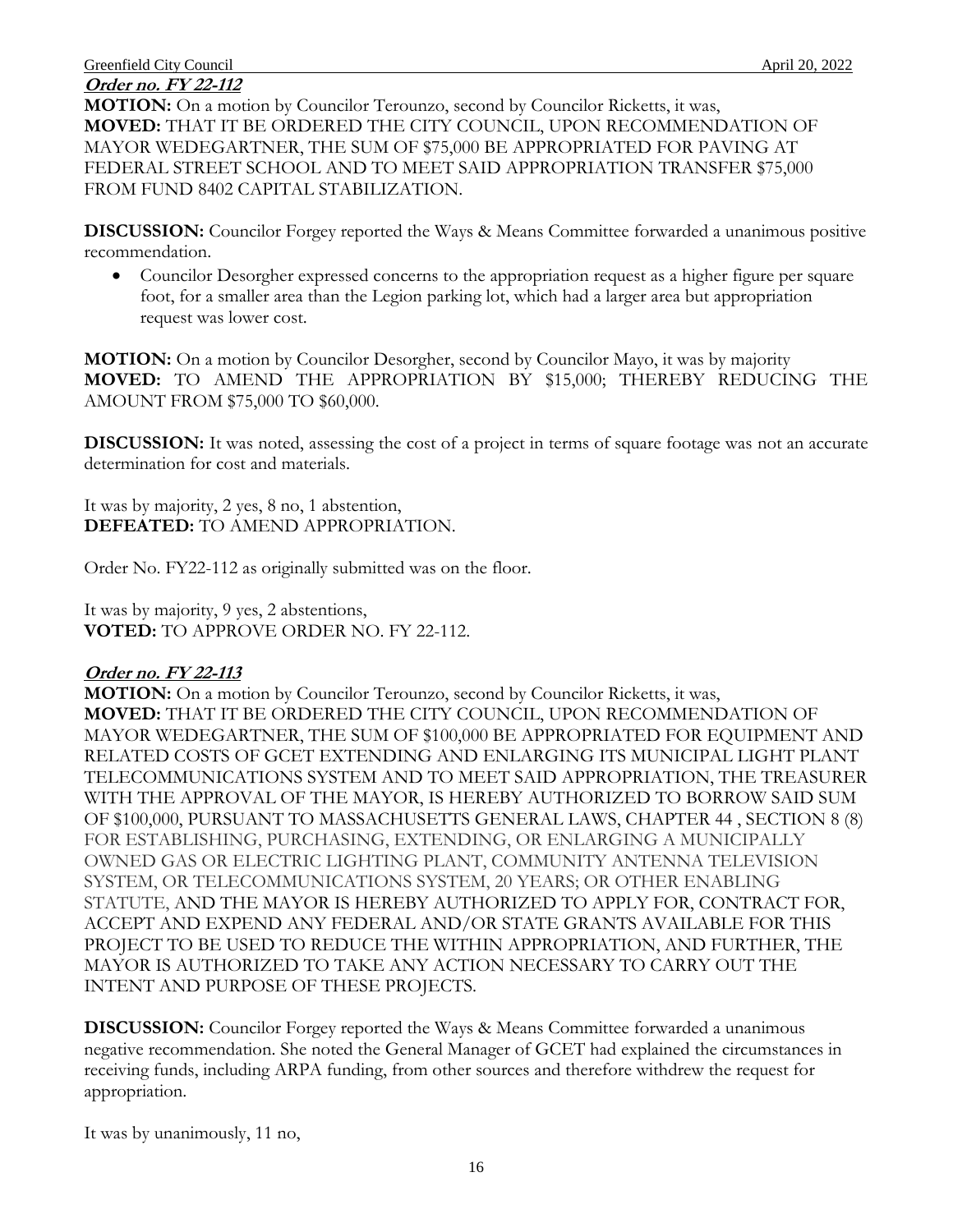**Order no. FY 22-112**

**MOTION:** On a motion by Councilor Terounzo, second by Councilor Ricketts, it was,
**MOVED:** THAT IT BE ORDERED THE CITY COUNCIL, UPON RECOMMENDATION OF MAYOR WEDEGARTNER, THE SUM OF $75,000 BE APPROPRIATED FOR PAVING AT FEDERAL STREET SCHOOL AND TO MEET SAID APPROPRIATION TRANSFER $75,000 FROM FUND 8402 CAPITAL STABILIZATION.

**DISCUSSION:** Councilor Forgey reported the Ways & Means Committee forwarded a unanimous positive recommendation.

- Councilor Desorgher expressed concerns to the appropriation request as a higher figure per square foot, for a smaller area than the Legion parking lot, which had a larger area but appropriation request was lower cost.

**MOTION:** On a motion by Councilor Desorgher, second by Councilor Mayo, it was by majority
**MOVED:** TO AMEND THE APPROPRIATION BY $15,000; THEREBY REDUCING THE AMOUNT FROM $75,000 TO $60,000.

**DISCUSSION:** It was noted, assessing the cost of a project in terms of square footage was not an accurate determination for cost and materials.

It was by majority, 2 yes, 8 no, 1 abstention,
**DEFEATED:** TO AMEND APPROPRIATION.

Order No. FY22-112 as originally submitted was on the floor.

It was by majority, 9 yes, 2 abstentions,
**VOTED:** TO APPROVE ORDER NO. FY 22-112.

**Order no. FY 22-113**

**MOTION:** On a motion by Councilor Terounzo, second by Councilor Ricketts, it was,
**MOVED:** THAT IT BE ORDERED THE CITY COUNCIL, UPON RECOMMENDATION OF MAYOR WEDEGARTNER, THE SUM OF $100,000 BE APPROPRIATED FOR EQUIPMENT AND RELATED COSTS OF GCET EXTENDING AND ENLARGING ITS MUNICIPAL LIGHT PLANT TELECOMMUNICATIONS SYSTEM AND TO MEET SAID APPROPRIATION, THE TREASURER WITH THE APPROVAL OF THE MAYOR, IS HEREBY AUTHORIZED TO BORROW SAID SUM OF $100,000, PURSUANT TO MASSACHUSETTS GENERAL LAWS, CHAPTER 44 , SECTION 8 (8) FOR ESTABLISHING, PURCHASING, EXTENDING, OR ENLARGING A MUNICIPALLY OWNED GAS OR ELECTRIC LIGHTING PLANT, COMMUNITY ANTENNA TELEVISION SYSTEM, OR TELECOMMUNICATIONS SYSTEM, 20 YEARS; OR OTHER ENABLING STATUTE, AND THE MAYOR IS HEREBY AUTHORIZED TO APPLY FOR, CONTRACT FOR, ACCEPT AND EXPEND ANY FEDERAL AND/OR STATE GRANTS AVAILABLE FOR THIS PROJECT TO BE USED TO REDUCE THE WITHIN APPROPRIATION, AND FURTHER, THE MAYOR IS AUTHORIZED TO TAKE ANY ACTION NECESSARY TO CARRY OUT THE INTENT AND PURPOSE OF THESE PROJECTS.

**DISCUSSION:** Councilor Forgey reported the Ways & Means Committee forwarded a unanimous negative recommendation. She noted the General Manager of GCET had explained the circumstances in receiving funds, including ARPA funding, from other sources and therefore withdrew the request for appropriation.

It was by unanimously, 11 no,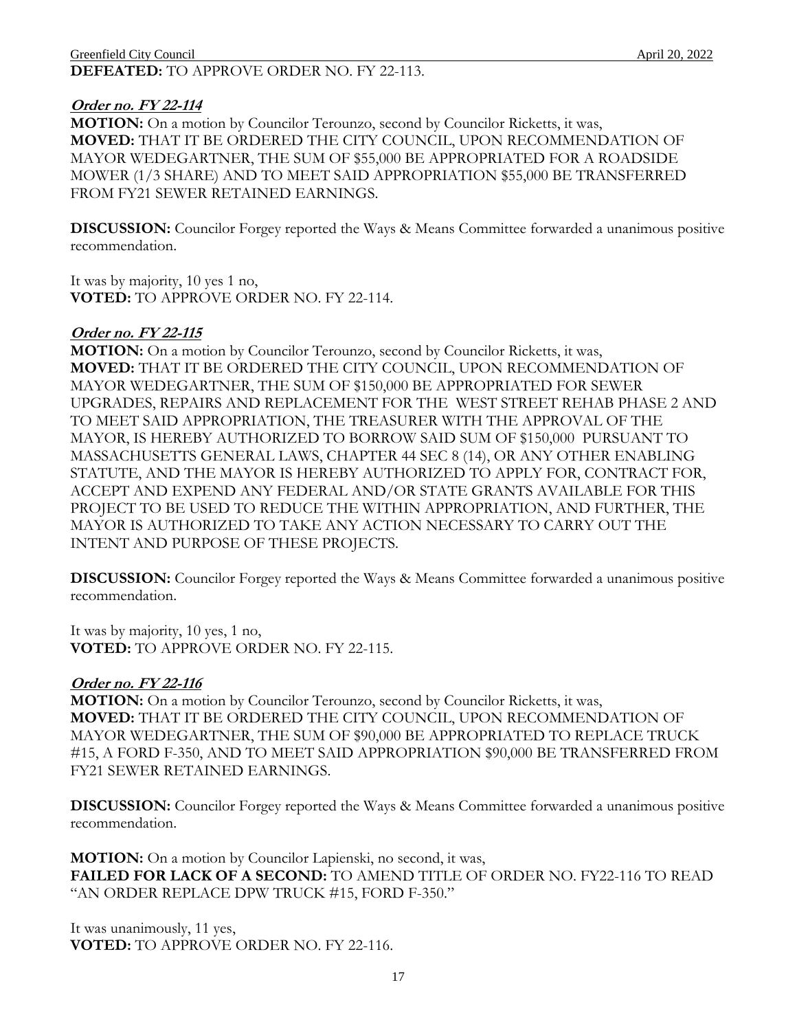**DEFEATED:** TO APPROVE ORDER NO. FY 22-113.

***Order no. FY 22-114***

**MOTION:** On a motion by Councilor Terounzo, second by Councilor Ricketts, it was,
**MOVED:** THAT IT BE ORDERED THE CITY COUNCIL, UPON RECOMMENDATION OF MAYOR WEDEGARTNER, THE SUM OF $55,000 BE APPROPRIATED FOR A ROADSIDE MOWER (1/3 SHARE) AND TO MEET SAID APPROPRIATION $55,000 BE TRANSFERRED FROM FY21 SEWER RETAINED EARNINGS.

**DISCUSSION:** Councilor Forgey reported the Ways & Means Committee forwarded a unanimous positive recommendation.

It was by majority, 10 yes 1 no,
**VOTED:** TO APPROVE ORDER NO. FY 22-114.

***Order no. FY 22-115***

**MOTION:** On a motion by Councilor Terounzo, second by Councilor Ricketts, it was,
**MOVED:** THAT IT BE ORDERED THE CITY COUNCIL, UPON RECOMMENDATION OF MAYOR WEDEGARTNER, THE SUM OF $150,000 BE APPROPRIATED FOR SEWER UPGRADES, REPAIRS AND REPLACEMENT FOR THE WEST STREET REHAB PHASE 2 AND TO MEET SAID APPROPRIATION, THE TREASURER WITH THE APPROVAL OF THE MAYOR, IS HEREBY AUTHORIZED TO BORROW SAID SUM OF $150,000 PURSUANT TO MASSACHUSETTS GENERAL LAWS, CHAPTER 44 SEC 8 (14), OR ANY OTHER ENABLING STATUTE, AND THE MAYOR IS HEREBY AUTHORIZED TO APPLY FOR, CONTRACT FOR, ACCEPT AND EXPEND ANY FEDERAL AND/OR STATE GRANTS AVAILABLE FOR THIS PROJECT TO BE USED TO REDUCE THE WITHIN APPROPRIATION, AND FURTHER, THE MAYOR IS AUTHORIZED TO TAKE ANY ACTION NECESSARY TO CARRY OUT THE INTENT AND PURPOSE OF THESE PROJECTS.

**DISCUSSION:** Councilor Forgey reported the Ways & Means Committee forwarded a unanimous positive recommendation.

It was by majority, 10 yes, 1 no,
**VOTED:** TO APPROVE ORDER NO. FY 22-115.

***Order no. FY 22-116***

**MOTION:** On a motion by Councilor Terounzo, second by Councilor Ricketts, it was,
**MOVED:** THAT IT BE ORDERED THE CITY COUNCIL, UPON RECOMMENDATION OF MAYOR WEDEGARTNER, THE SUM OF $90,000 BE APPROPRIATED TO REPLACE TRUCK #15, A FORD F-350, AND TO MEET SAID APPROPRIATION $90,000 BE TRANSFERRED FROM FY21 SEWER RETAINED EARNINGS.

**DISCUSSION:** Councilor Forgey reported the Ways & Means Committee forwarded a unanimous positive recommendation.

**MOTION:** On a motion by Councilor Lapienski, no second, it was,
**FAILED FOR LACK OF A SECOND:** TO AMEND TITLE OF ORDER NO. FY22-116 TO READ "AN ORDER REPLACE DPW TRUCK #15, FORD F-350."

It was unanimously, 11 yes,
**VOTED:** TO APPROVE ORDER NO. FY 22-116.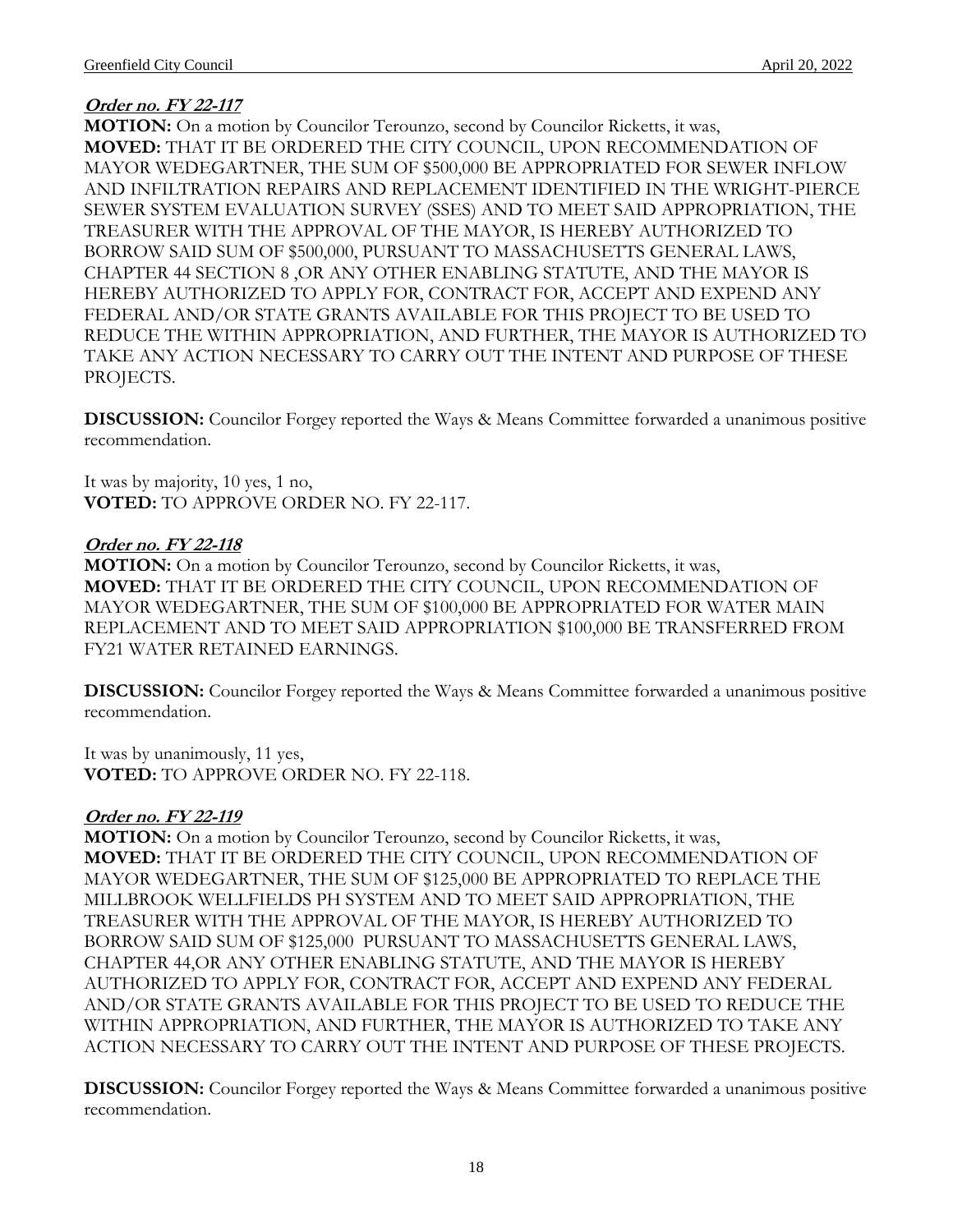***Order no. FY 22-117***

**MOTION:** On a motion by Councilor Terounzo, second by Councilor Ricketts, it was,
**MOVED:** THAT IT BE ORDERED THE CITY COUNCIL, UPON RECOMMENDATION OF MAYOR WEDEGARTNER, THE SUM OF $500,000 BE APPROPRIATED FOR SEWER INFLOW AND INFILTRATION REPAIRS AND REPLACEMENT IDENTIFIED IN THE WRIGHT-PIERCE SEWER SYSTEM EVALUATION SURVEY (SSES) AND TO MEET SAID APPROPRIATION, THE TREASURER WITH THE APPROVAL OF THE MAYOR, IS HEREBY AUTHORIZED TO BORROW SAID SUM OF $500,000, PURSUANT TO MASSACHUSETTS GENERAL LAWS, CHAPTER 44 SECTION 8 ,OR ANY OTHER ENABLING STATUTE, AND THE MAYOR IS HEREBY AUTHORIZED TO APPLY FOR, CONTRACT FOR, ACCEPT AND EXPEND ANY FEDERAL AND/OR STATE GRANTS AVAILABLE FOR THIS PROJECT TO BE USED TO REDUCE THE WITHIN APPROPRIATION, AND FURTHER, THE MAYOR IS AUTHORIZED TO TAKE ANY ACTION NECESSARY TO CARRY OUT THE INTENT AND PURPOSE OF THESE PROJECTS.

**DISCUSSION:** Councilor Forgey reported the Ways & Means Committee forwarded a unanimous positive recommendation.

It was by majority, 10 yes, 1 no,
**VOTED:** TO APPROVE ORDER NO. FY 22-117.

***Order no. FY 22-118***

**MOTION:** On a motion by Councilor Terounzo, second by Councilor Ricketts, it was,
**MOVED:** THAT IT BE ORDERED THE CITY COUNCIL, UPON RECOMMENDATION OF MAYOR WEDEGARTNER, THE SUM OF $100,000 BE APPROPRIATED FOR WATER MAIN REPLACEMENT AND TO MEET SAID APPROPRIATION $100,000 BE TRANSFERRED FROM FY21 WATER RETAINED EARNINGS.

**DISCUSSION:** Councilor Forgey reported the Ways & Means Committee forwarded a unanimous positive recommendation.

It was by unanimously, 11 yes,
**VOTED:** TO APPROVE ORDER NO. FY 22-118.

***Order no. FY 22-119***

**MOTION:** On a motion by Councilor Terounzo, second by Councilor Ricketts, it was,
**MOVED:** THAT IT BE ORDERED THE CITY COUNCIL, UPON RECOMMENDATION OF MAYOR WEDEGARTNER, THE SUM OF $125,000 BE APPROPRIATED TO REPLACE THE MILLBROOK WELLFIELDS PH SYSTEM AND TO MEET SAID APPROPRIATION, THE TREASURER WITH THE APPROVAL OF THE MAYOR, IS HEREBY AUTHORIZED TO BORROW SAID SUM OF $125,000 PURSUANT TO MASSACHUSETTS GENERAL LAWS, CHAPTER 44,OR ANY OTHER ENABLING STATUTE, AND THE MAYOR IS HEREBY AUTHORIZED TO APPLY FOR, CONTRACT FOR, ACCEPT AND EXPEND ANY FEDERAL AND/OR STATE GRANTS AVAILABLE FOR THIS PROJECT TO BE USED TO REDUCE THE WITHIN APPROPRIATION, AND FURTHER, THE MAYOR IS AUTHORIZED TO TAKE ANY ACTION NECESSARY TO CARRY OUT THE INTENT AND PURPOSE OF THESE PROJECTS.

**DISCUSSION:** Councilor Forgey reported the Ways & Means Committee forwarded a unanimous positive recommendation.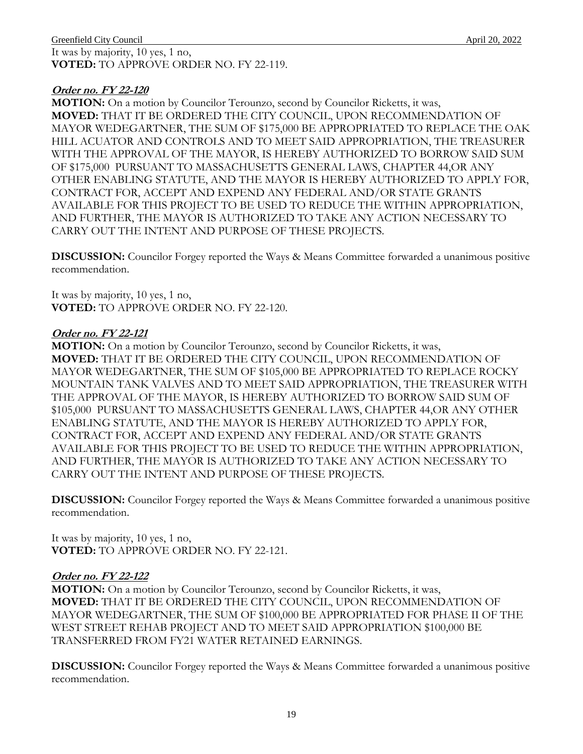It was by majority, 10 yes, 1 no,
**VOTED:** TO APPROVE ORDER NO. FY 22-119.

### *Order no. FY 22-120*

**MOTION:** On a motion by Councilor Terounzo, second by Councilor Ricketts, it was,
**MOVED:** THAT IT BE ORDERED THE CITY COUNCIL, UPON RECOMMENDATION OF MAYOR WEDEGARTNER, THE SUM OF $175,000 BE APPROPRIATED TO REPLACE THE OAK HILL ACUATOR AND CONTROLS AND TO MEET SAID APPROPRIATION, THE TREASURER WITH THE APPROVAL OF THE MAYOR, IS HEREBY AUTHORIZED TO BORROW SAID SUM OF $175,000 PURSUANT TO MASSACHUSETTS GENERAL LAWS, CHAPTER 44,OR ANY OTHER ENABLING STATUTE, AND THE MAYOR IS HEREBY AUTHORIZED TO APPLY FOR, CONTRACT FOR, ACCEPT AND EXPEND ANY FEDERAL AND/OR STATE GRANTS AVAILABLE FOR THIS PROJECT TO BE USED TO REDUCE THE WITHIN APPROPRIATION, AND FURTHER, THE MAYOR IS AUTHORIZED TO TAKE ANY ACTION NECESSARY TO CARRY OUT THE INTENT AND PURPOSE OF THESE PROJECTS.

**DISCUSSION:** Councilor Forgey reported the Ways & Means Committee forwarded a unanimous positive recommendation.

It was by majority, 10 yes, 1 no,
**VOTED:** TO APPROVE ORDER NO. FY 22-120.

### *Order no. FY 22-121*

**MOTION:** On a motion by Councilor Terounzo, second by Councilor Ricketts, it was,
**MOVED:** THAT IT BE ORDERED THE CITY COUNCIL, UPON RECOMMENDATION OF MAYOR WEDEGARTNER, THE SUM OF $105,000 BE APPROPRIATED TO REPLACE ROCKY MOUNTAIN TANK VALVES AND TO MEET SAID APPROPRIATION, THE TREASURER WITH THE APPROVAL OF THE MAYOR, IS HEREBY AUTHORIZED TO BORROW SAID SUM OF $105,000 PURSUANT TO MASSACHUSETTS GENERAL LAWS, CHAPTER 44,OR ANY OTHER ENABLING STATUTE, AND THE MAYOR IS HEREBY AUTHORIZED TO APPLY FOR, CONTRACT FOR, ACCEPT AND EXPEND ANY FEDERAL AND/OR STATE GRANTS AVAILABLE FOR THIS PROJECT TO BE USED TO REDUCE THE WITHIN APPROPRIATION, AND FURTHER, THE MAYOR IS AUTHORIZED TO TAKE ANY ACTION NECESSARY TO CARRY OUT THE INTENT AND PURPOSE OF THESE PROJECTS.

**DISCUSSION:** Councilor Forgey reported the Ways & Means Committee forwarded a unanimous positive recommendation.

It was by majority, 10 yes, 1 no,
**VOTED:** TO APPROVE ORDER NO. FY 22-121.

### *Order no. FY 22-122*

**MOTION:** On a motion by Councilor Terounzo, second by Councilor Ricketts, it was,
**MOVED:** THAT IT BE ORDERED THE CITY COUNCIL, UPON RECOMMENDATION OF MAYOR WEDEGARTNER, THE SUM OF $100,000 BE APPROPRIATED FOR PHASE II OF THE WEST STREET REHAB PROJECT AND TO MEET SAID APPROPRIATION $100,000 BE TRANSFERRED FROM FY21 WATER RETAINED EARNINGS.

**DISCUSSION:** Councilor Forgey reported the Ways & Means Committee forwarded a unanimous positive recommendation.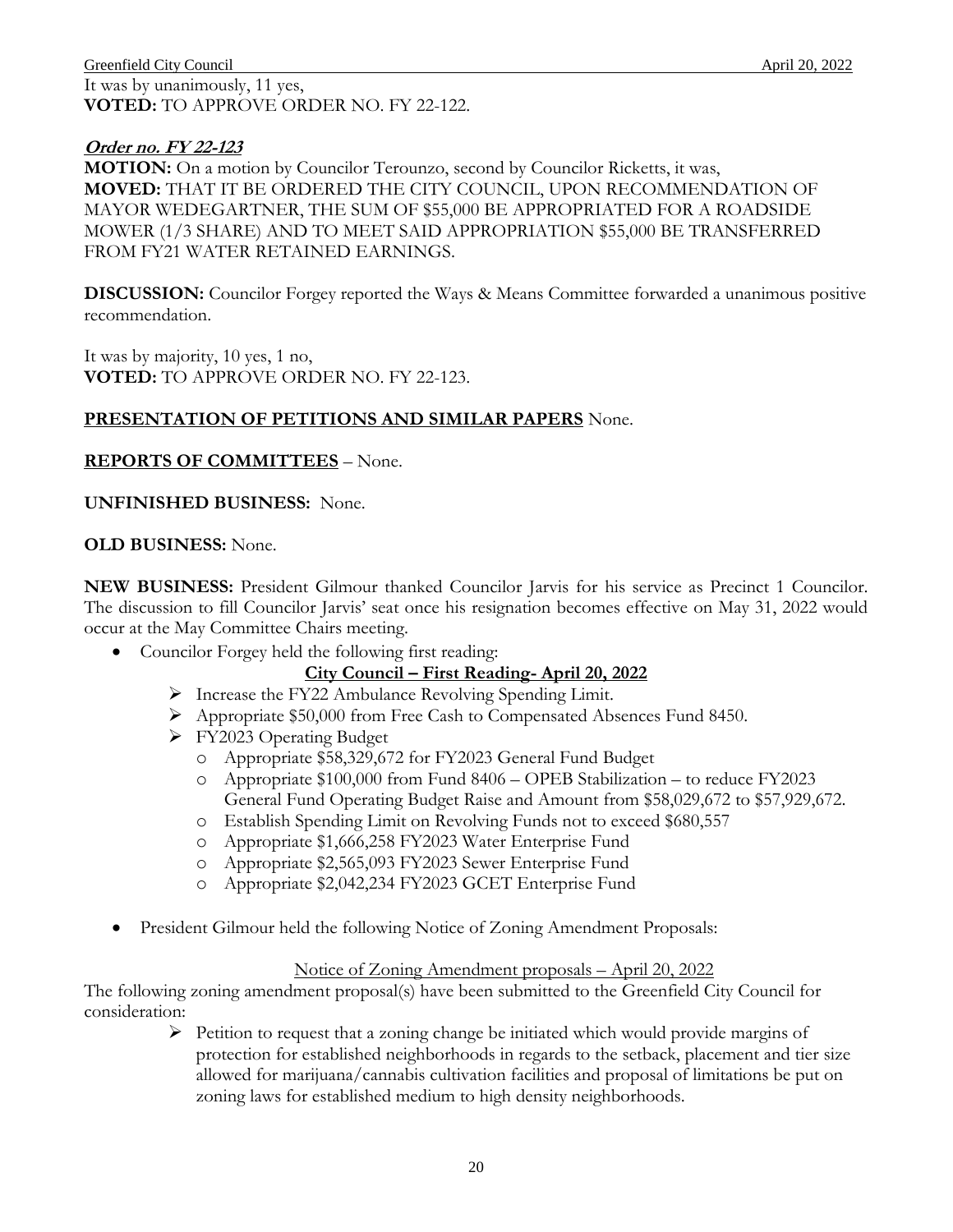It was by unanimously, 11 yes,
**VOTED:** TO APPROVE ORDER NO. FY 22-122.

***Order no. FY 22-123***

**MOTION:** On a motion by Councilor Terounzo, second by Councilor Ricketts, it was,
**MOVED:** THAT IT BE ORDERED THE CITY COUNCIL, UPON RECOMMENDATION OF MAYOR WEDEGARTNER, THE SUM OF $55,000 BE APPROPRIATED FOR A ROADSIDE MOWER (1/3 SHARE) AND TO MEET SAID APPROPRIATION $55,000 BE TRANSFERRED FROM FY21 WATER RETAINED EARNINGS.

**DISCUSSION:** Councilor Forgey reported the Ways & Means Committee forwarded a unanimous positive recommendation.

It was by majority, 10 yes, 1 no,
**VOTED:** TO APPROVE ORDER NO. FY 22-123.

**PRESENTATION OF PETITIONS AND SIMILAR PAPERS** None.

**REPORTS OF COMMITTEES** – None.

**UNFINISHED BUSINESS:** None.

**OLD BUSINESS:** None.

**NEW BUSINESS:** President Gilmour thanked Councilor Jarvis for his service as Precinct 1 Councilor. The discussion to fill Councilor Jarvis' seat once his resignation becomes effective on May 31, 2022 would occur at the May Committee Chairs meeting.

- Councilor Forgey held the following first reading:

**City Council – First Reading- April 20, 2022**

- Increase the FY22 Ambulance Revolving Spending Limit.
- Appropriate $50,000 from Free Cash to Compensated Absences Fund 8450.
- FY2023 Operating Budget
  - Appropriate $58,329,672 for FY2023 General Fund Budget
  - Appropriate $100,000 from Fund 8406 – OPEB Stabilization – to reduce FY2023 General Fund Operating Budget Raise and Amount from $58,029,672 to $57,929,672.
  - Establish Spending Limit on Revolving Funds not to exceed $680,557
  - Appropriate $1,666,258 FY2023 Water Enterprise Fund
  - Appropriate $2,565,093 FY2023 Sewer Enterprise Fund
  - Appropriate $2,042,234 FY2023 GCET Enterprise Fund

- President Gilmour held the following Notice of Zoning Amendment Proposals:

Notice of Zoning Amendment proposals – April 20, 2022

The following zoning amendment proposal(s) have been submitted to the Greenfield City Council for consideration:

- Petition to request that a zoning change be initiated which would provide margins of protection for established neighborhoods in regards to the setback, placement and tier size allowed for marijuana/cannabis cultivation facilities and proposal of limitations be put on zoning laws for established medium to high density neighborhoods.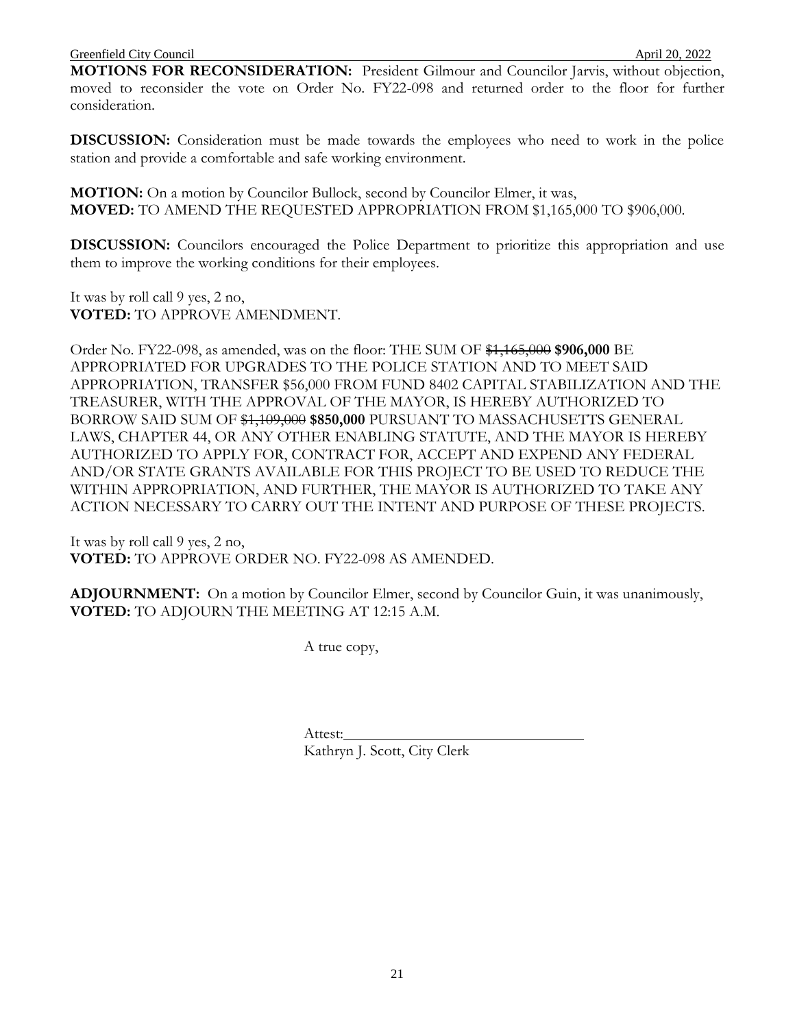**MOTIONS FOR RECONSIDERATION:** President Gilmour and Councilor Jarvis, without objection, moved to reconsider the vote on Order No. FY22-098 and returned order to the floor for further consideration.

**DISCUSSION:** Consideration must be made towards the employees who need to work in the police station and provide a comfortable and safe working environment.

**MOTION:** On a motion by Councilor Bullock, second by Councilor Elmer, it was,
**MOVED:** TO AMEND THE REQUESTED APPROPRIATION FROM $1,165,000 TO $906,000.

**DISCUSSION:** Councilors encouraged the Police Department to prioritize this appropriation and use them to improve the working conditions for their employees.

It was by roll call 9 yes, 2 no,
**VOTED:** TO APPROVE AMENDMENT.

Order No. FY22-098, as amended, was on the floor: THE SUM OF ~~$1,165,000~~ **$906,000** BE APPROPRIATED FOR UPGRADES TO THE POLICE STATION AND TO MEET SAID APPROPRIATION, TRANSFER $56,000 FROM FUND 8402 CAPITAL STABILIZATION AND THE TREASURER, WITH THE APPROVAL OF THE MAYOR, IS HEREBY AUTHORIZED TO BORROW SAID SUM OF ~~$1,109,000~~ **$850,000** PURSUANT TO MASSACHUSETTS GENERAL LAWS, CHAPTER 44, OR ANY OTHER ENABLING STATUTE, AND THE MAYOR IS HEREBY AUTHORIZED TO APPLY FOR, CONTRACT FOR, ACCEPT AND EXPEND ANY FEDERAL AND/OR STATE GRANTS AVAILABLE FOR THIS PROJECT TO BE USED TO REDUCE THE WITHIN APPROPRIATION, AND FURTHER, THE MAYOR IS AUTHORIZED TO TAKE ANY ACTION NECESSARY TO CARRY OUT THE INTENT AND PURPOSE OF THESE PROJECTS.

It was by roll call 9 yes, 2 no,
**VOTED:** TO APPROVE ORDER NO. FY22-098 AS AMENDED.

**ADJOURNMENT:** On a motion by Councilor Elmer, second by Councilor Guin, it was unanimously,
**VOTED:** TO ADJOURN THE MEETING AT 12:15 A.M.

A true copy,

Attest:\_\_\_\_\_\_\_\_\_\_\_\_\_\_\_\_\_\_\_\_\_\_\_\_\_\_\_\_\_\_
Kathryn J. Scott, City Clerk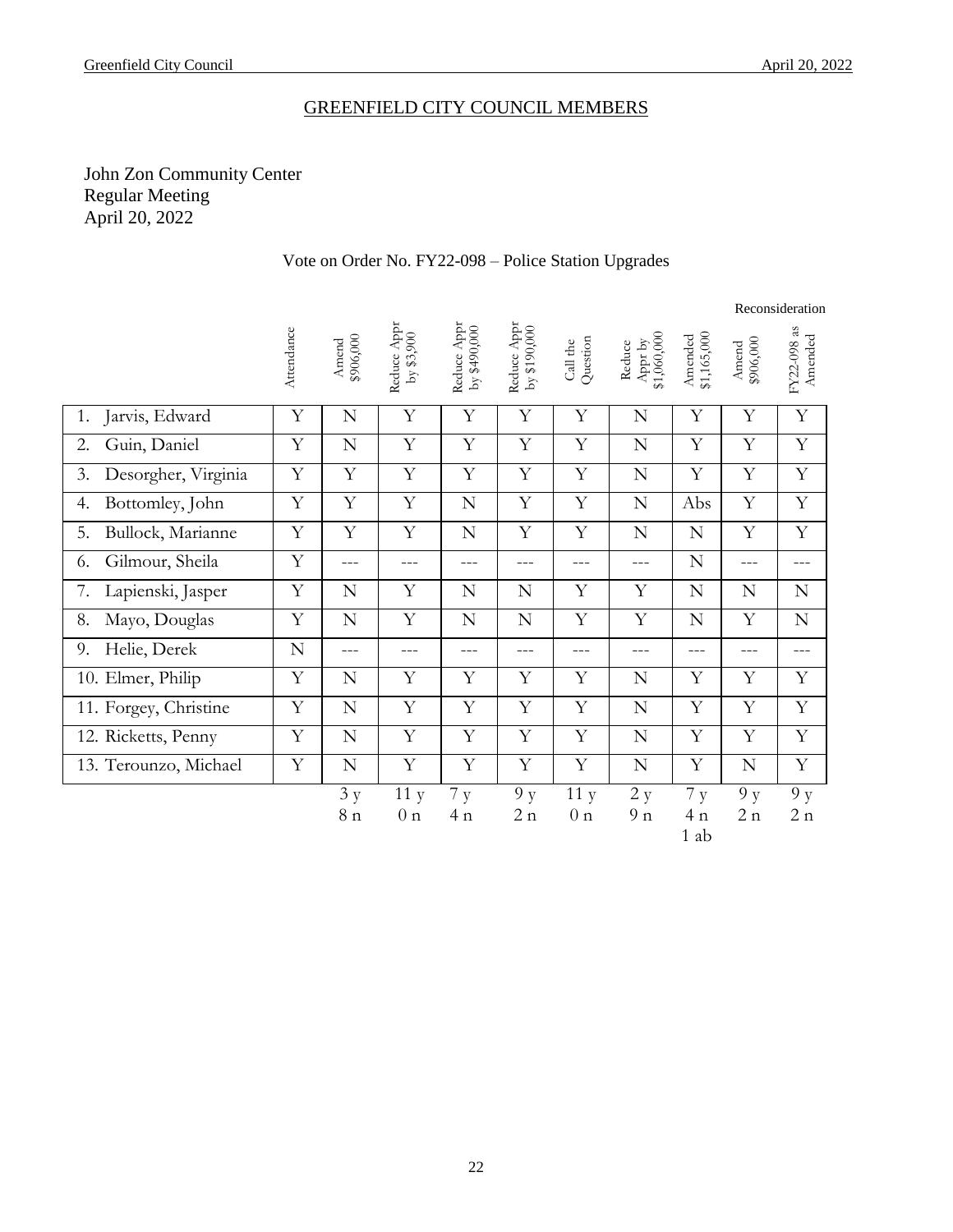## GREENFIELD CITY COUNCIL MEMBERS

John Zon Community Center
Regular Meeting
April 20, 2022

Vote on Order No. FY22-098 – Police Station Upgrades

| | | | | | | | | | Reconsideration | |
|---|---|---|---|---|---|---|---|---|---|---|
| | Attendance | Amend $906,000 | Reduce Appr by $3,900 | Reduce Appr by $490,000 | Reduce Appr by $190,000 | Call the Question | Reduce Appr by $1,060,000 | Amended $1,165,000 | Amend $906,000 | FY22-098 as Amended |
| 1. Jarvis, Edward | Y | N | Y | Y | Y | Y | N | Y | Y | Y |
| 2. Guin, Daniel | Y | N | Y | Y | Y | Y | N | Y | Y | Y |
| 3. Desorgher, Virginia | Y | Y | Y | Y | Y | Y | N | Y | Y | Y |
| 4. Bottomley, John | Y | Y | Y | N | Y | Y | N | Abs | Y | Y |
| 5. Bullock, Marianne | Y | Y | Y | N | Y | Y | N | N | Y | Y |
| 6. Gilmour, Sheila | Y | --- | --- | --- | --- | --- | --- | N | --- | --- |
| 7. Lapienski, Jasper | Y | N | Y | N | N | Y | Y | N | N | N |
| 8. Mayo, Douglas | Y | N | Y | N | N | Y | Y | N | Y | N |
| 9. Helie, Derek | N | --- | --- | --- | --- | --- | --- | --- | --- | --- |
| 10. Elmer, Philip | Y | N | Y | Y | Y | Y | N | Y | Y | Y |
| 11. Forgey, Christine | Y | N | Y | Y | Y | Y | N | Y | Y | Y |
| 12. Ricketts, Penny | Y | N | Y | Y | Y | Y | N | Y | Y | Y |
| 13. Terounzo, Michael | Y | N | Y | Y | Y | Y | N | Y | N | Y |
| | | 3 y 8 n | 11 y 0 n | 7 y 4 n | 9 y 2 n | 11 y 0 n | 2 y 9 n | 7 y 4 n 1 ab | 9 y 2 n | 9 y 2 n |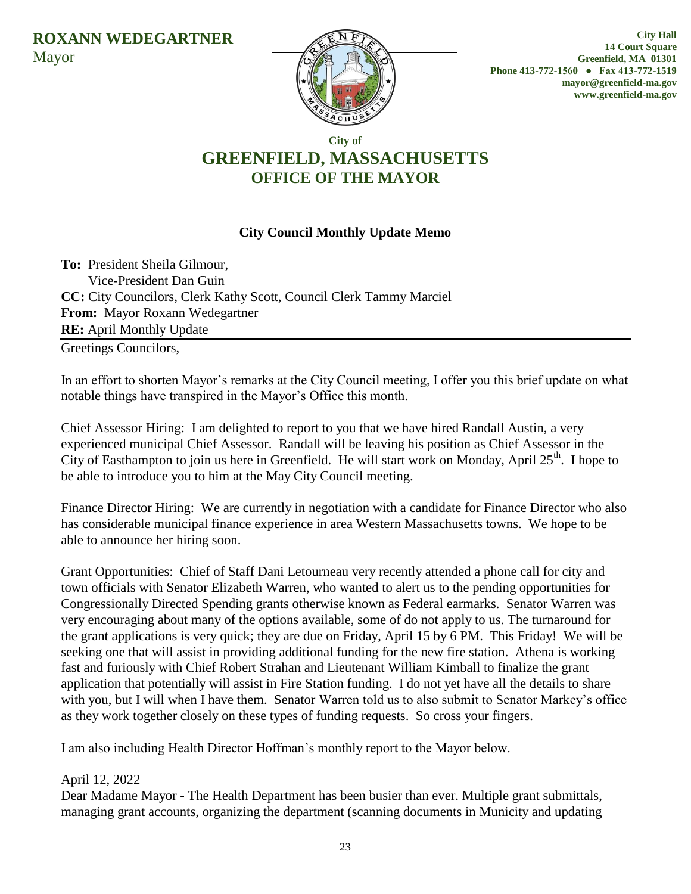**ROXANN WEDEGARTNER**
Mayor

**City Hall**
**14 Court Square**
**Greenfield, MA 01301**
**Phone 413-772-1560 ● Fax 413-772-1519**
**mayor@greenfield-ma.gov**
**www.greenfield-ma.gov**

**City of**

# GREENFIELD, MASSACHUSETTS

## OFFICE OF THE MAYOR

### City Council Monthly Update Memo

**To:** President Sheila Gilmour,
Vice-President Dan Guin
**CC:** City Councilors, Clerk Kathy Scott, Council Clerk Tammy Marciel
**From:** Mayor Roxann Wedegartner
**RE:** April Monthly Update

Greetings Councilors,

In an effort to shorten Mayor's remarks at the City Council meeting, I offer you this brief update on what notable things have transpired in the Mayor's Office this month.

Chief Assessor Hiring: I am delighted to report to you that we have hired Randall Austin, a very experienced municipal Chief Assessor. Randall will be leaving his position as Chief Assessor in the City of Easthampton to join us here in Greenfield. He will start work on Monday, April 25th. I hope to be able to introduce you to him at the May City Council meeting.

Finance Director Hiring: We are currently in negotiation with a candidate for Finance Director who also has considerable municipal finance experience in area Western Massachusetts towns. We hope to be able to announce her hiring soon.

Grant Opportunities: Chief of Staff Dani Letourneau very recently attended a phone call for city and town officials with Senator Elizabeth Warren, who wanted to alert us to the pending opportunities for Congressionally Directed Spending grants otherwise known as Federal earmarks. Senator Warren was very encouraging about many of the options available, some of do not apply to us. The turnaround for the grant applications is very quick; they are due on Friday, April 15 by 6 PM. This Friday! We will be seeking one that will assist in providing additional funding for the new fire station. Athena is working fast and furiously with Chief Robert Strahan and Lieutenant William Kimball to finalize the grant application that potentially will assist in Fire Station funding. I do not yet have all the details to share with you, but I will when I have them. Senator Warren told us to also submit to Senator Markey's office as they work together closely on these types of funding requests. So cross your fingers.

I am also including Health Director Hoffman's monthly report to the Mayor below.

April 12, 2022
Dear Madame Mayor - The Health Department has been busier than ever. Multiple grant submittals, managing grant accounts, organizing the department (scanning documents in Municity and updating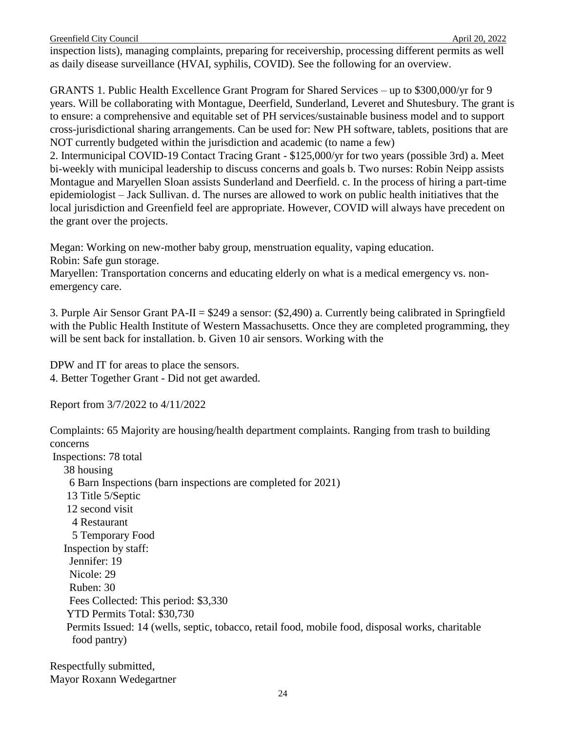inspection lists), managing complaints, preparing for receivership, processing different permits as well as daily disease surveillance (HVAI, syphilis, COVID). See the following for an overview.

GRANTS 1. Public Health Excellence Grant Program for Shared Services – up to $300,000/yr for 9 years. Will be collaborating with Montague, Deerfield, Sunderland, Leveret and Shutesbury. The grant is to ensure: a comprehensive and equitable set of PH services/sustainable business model and to support cross-jurisdictional sharing arrangements. Can be used for: New PH software, tablets, positions that are NOT currently budgeted within the jurisdiction and academic (to name a few)
2. Intermunicipal COVID-19 Contact Tracing Grant - $125,000/yr for two years (possible 3rd) a. Meet bi-weekly with municipal leadership to discuss concerns and goals b. Two nurses: Robin Neipp assists Montague and Maryellen Sloan assists Sunderland and Deerfield. c. In the process of hiring a part-time epidemiologist – Jack Sullivan. d. The nurses are allowed to work on public health initiatives that the local jurisdiction and Greenfield feel are appropriate. However, COVID will always have precedent on the grant over the projects.

Megan: Working on new-mother baby group, menstruation equality, vaping education.
Robin: Safe gun storage.
Maryellen: Transportation concerns and educating elderly on what is a medical emergency vs. non-emergency care.

3. Purple Air Sensor Grant PA-II = $249 a sensor: ($2,490) a. Currently being calibrated in Springfield with the Public Health Institute of Western Massachusetts. Once they are completed programming, they will be sent back for installation. b. Given 10 air sensors. Working with the

DPW and IT for areas to place the sensors.
4. Better Together Grant - Did not get awarded.

Report from 3/7/2022 to 4/11/2022

Complaints: 65 Majority are housing/health department complaints. Ranging from trash to building concerns
Inspections: 78 total
- 38 housing
- 6 Barn Inspections (barn inspections are completed for 2021)
- 13 Title 5/Septic
- 12 second visit
- 4 Restaurant
- 5 Temporary Food

Inspection by staff:
- Jennifer: 19
- Nicole: 29
- Ruben: 30

Fees Collected: This period: $3,330
YTD Permits Total: $30,730
Permits Issued: 14 (wells, septic, tobacco, retail food, mobile food, disposal works, charitable food pantry)

Respectfully submitted,
Mayor Roxann Wedegartner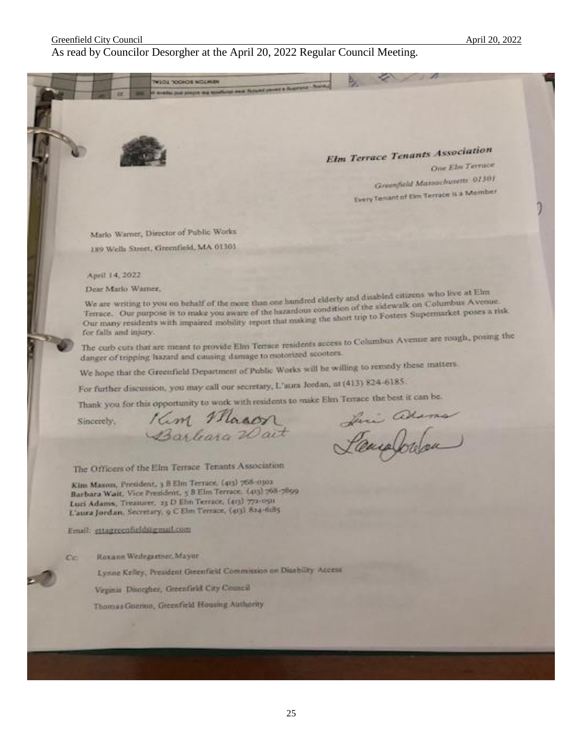As read by Councilor Desorgher at the April 20, 2022 Regular Council Meeting.

***Elm Terrace Tenants Association***

*One Elm Terrace*

*Greenfield Massachusetts 01301*

Every Tenant of Elm Terrace is a Member

Marlo Warner, Director of Public Works

189 Wells Street, Greenfield, MA 01301

April 14, 2022

Dear Marlo Warner,

We are writing to you on behalf of the more than one hundred elderly and disabled citizens who live at Elm Terrace. Our purpose is to make you aware of the hazardous condition of the sidewalk on Columbus Avenue. Our many residents with impaired mobility report that making the short trip to Fosters Supermarket poses a risk for falls and injury.

The curb cuts that are meant to provide Elm Terrace residents access to Columbus Avenue are rough, posing the danger of tripping hazard and causing damage to motorized scooters.

We hope that the Greenfield Department of Public Works will be willing to remedy these matters.

For further discussion, you may call our secretary, L'aura Jordan, at (413) 824-6185.

Thank you for this opportunity to work with residents to make Elm Terrace the best it can be.

Sincerely,

Kim Mason

Barbara Wait

Luci Adams

L'aura Jordan

The Officers of the Elm Terrace Tenants Association

**Kim Mason**, President, 3 B Elm Terrace, (413) 768-0302
**Barbara Wait**, Vice President, 5 B Elm Terrace, (413) 768-7899
**Luci Adams**, Treasurer, 23 D Elm Terrace, (413) 772-0511
**L'aura Jordan**, Secretary, 9 C Elm Terrace, (413) 824-6185

Email: ettagreenfield@gmail.com

Cc: Roxann Wedegartner, Mayor

Lynne Kelley, President Greenfield Commission on Disability Access

Virginia Desorgher, Greenfield City Council

Thomas Guerino, Greenfield Housing Authority